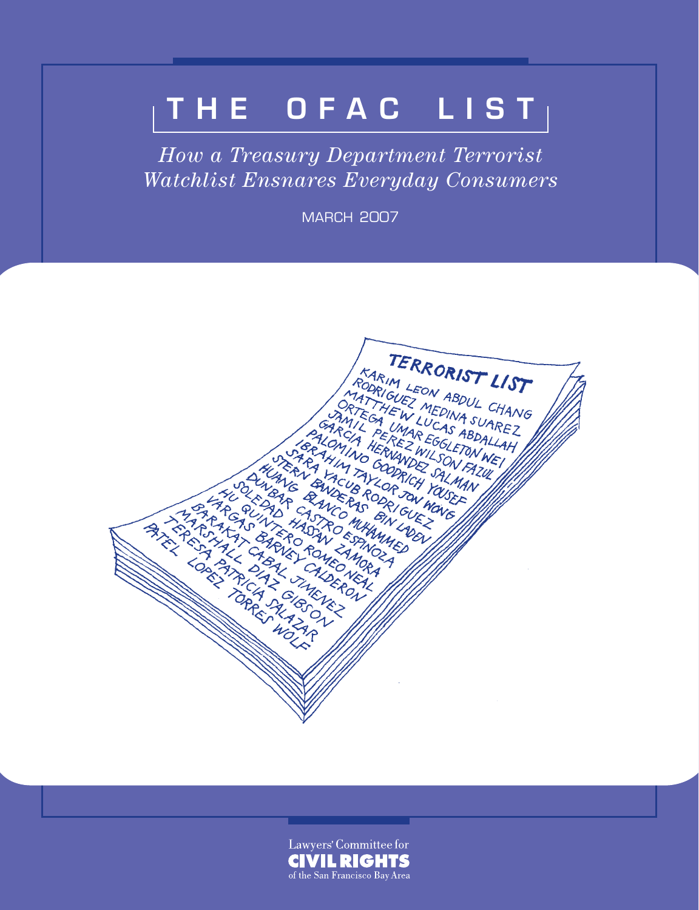# THE OFAC LIST

*How a Treasury Department Terrorist Watchlist Ensnares Everyday Consumers*

MARCH 2007

Lawyers' Committee for
CIVIL RIGHTS
of the San Francisco Bay Area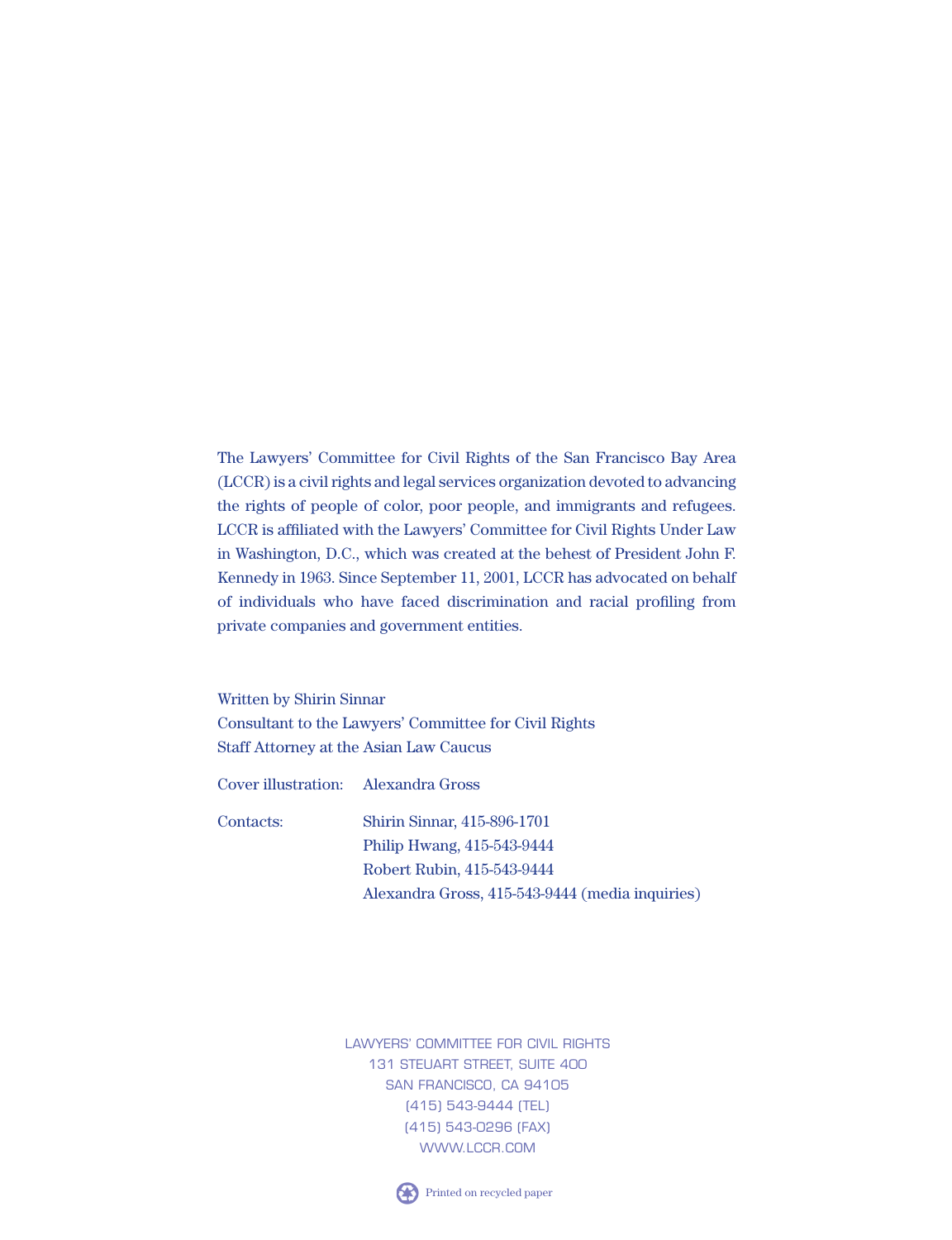The Lawyers' Committee for Civil Rights of the San Francisco Bay Area (LCCR) is a civil rights and legal services organization devoted to advancing the rights of people of color, poor people, and immigrants and refugees. LCCR is affiliated with the Lawyers' Committee for Civil Rights Under Law in Washington, D.C., which was created at the behest of President John F. Kennedy in 1963. Since September 11, 2001, LCCR has advocated on behalf of individuals who have faced discrimination and racial profiling from private companies and government entities.

Written by Shirin Sinnar
Consultant to the Lawyers' Committee for Civil Rights
Staff Attorney at the Asian Law Caucus

Cover illustration: Alexandra Gross

Contacts:
Shirin Sinnar, 415-896-1701
Philip Hwang, 415-543-9444
Robert Rubin, 415-543-9444
Alexandra Gross, 415-543-9444 (media inquiries)

LAWYERS' COMMITTEE FOR CIVIL RIGHTS
131 STEUART STREET, SUITE 400
SAN FRANCISCO, CA 94105
(415) 543-9444 (TEL)
(415) 543-0296 (FAX)
WWW.LCCR.COM

Printed on recycled paper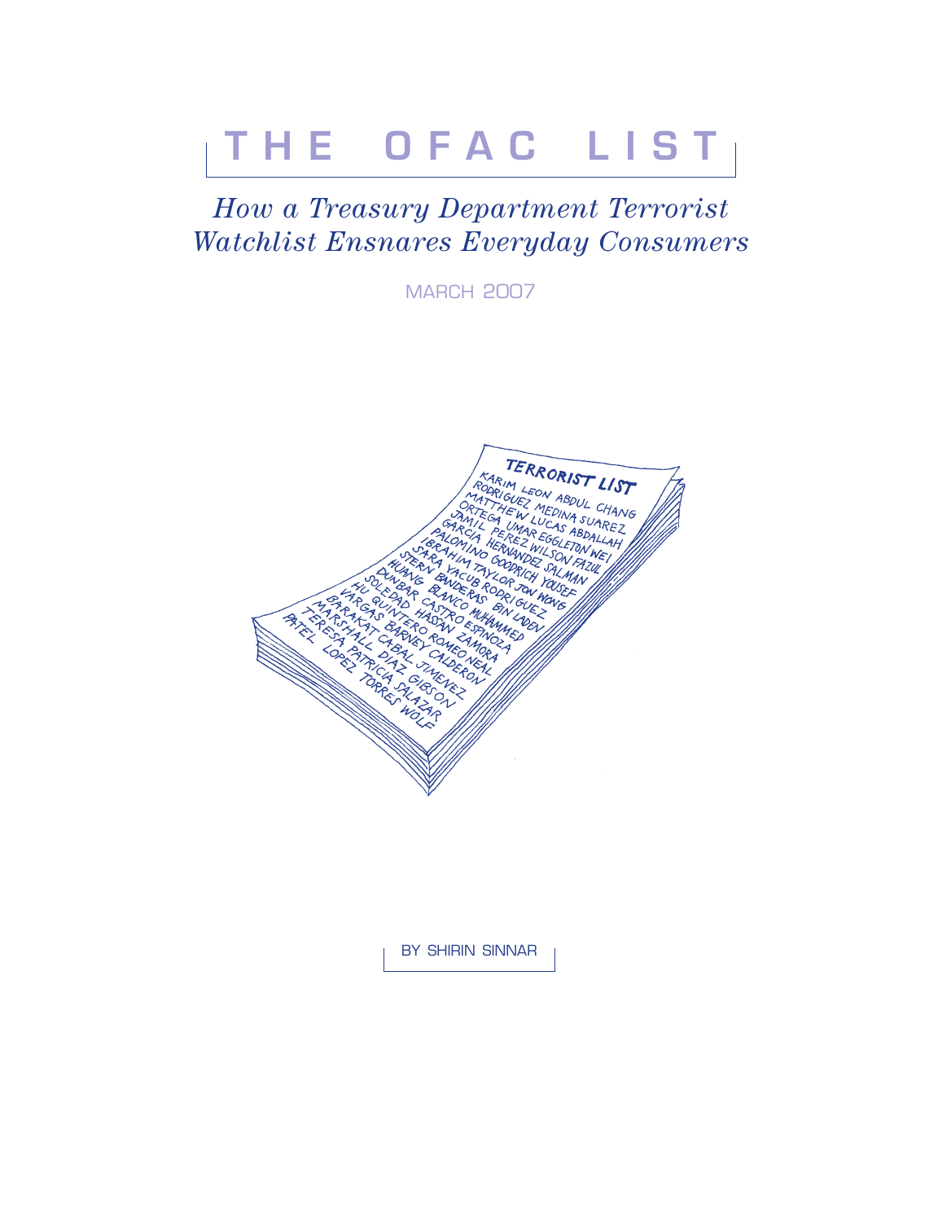# THE OFAC LIST

## *How a Treasury Department Terrorist Watchlist Ensnares Everyday Consumers*

MARCH 2007

BY SHIRIN SINNAR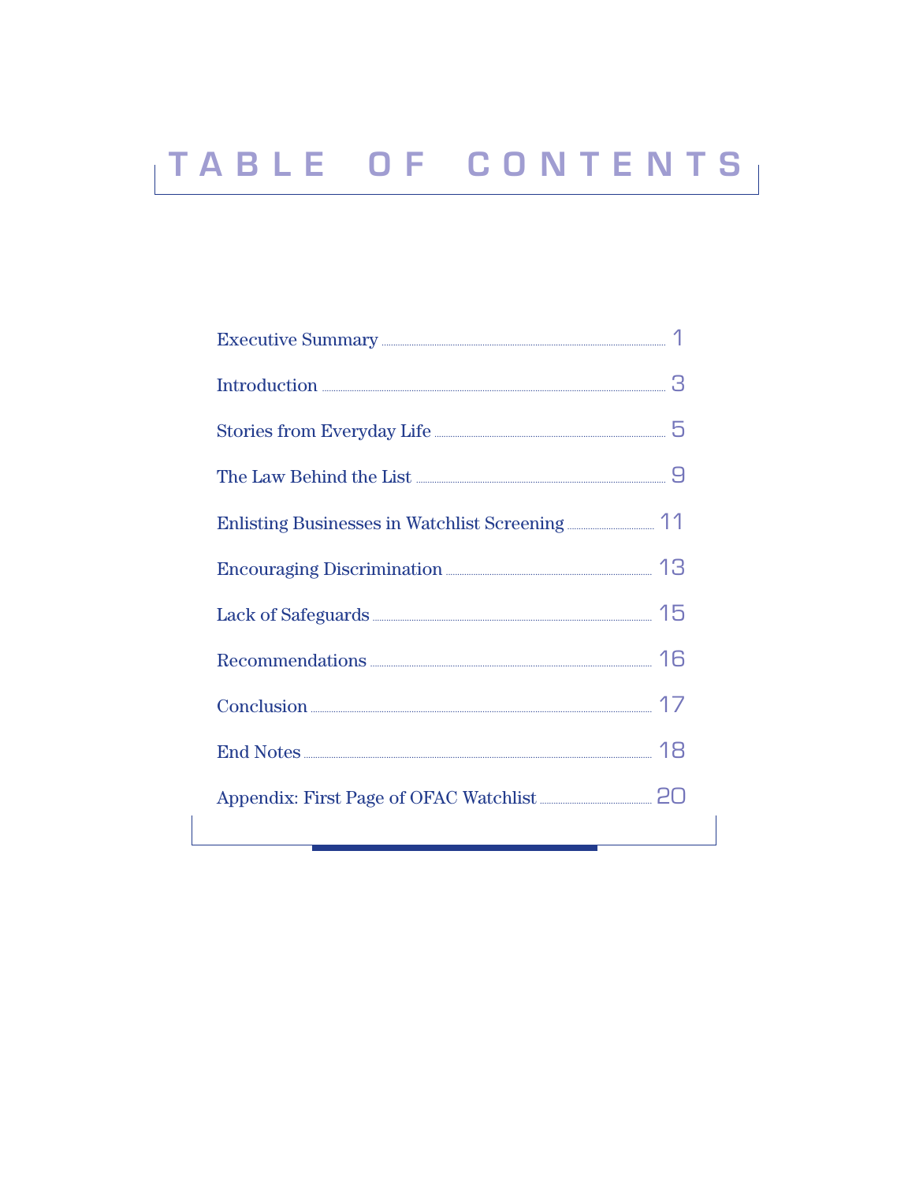# TABLE OF CONTENTS

| | |
|---|---|
| Executive Summary | 1 |
| Introduction | 3 |
| Stories from Everyday Life | 5 |
| The Law Behind the List | 9 |
| Enlisting Businesses in Watchlist Screening | 11 |
| Encouraging Discrimination | 13 |
| Lack of Safeguards | 15 |
| Recommendations | 16 |
| Conclusion | 17 |
| End Notes | 18 |
| Appendix: First Page of OFAC Watchlist | 20 |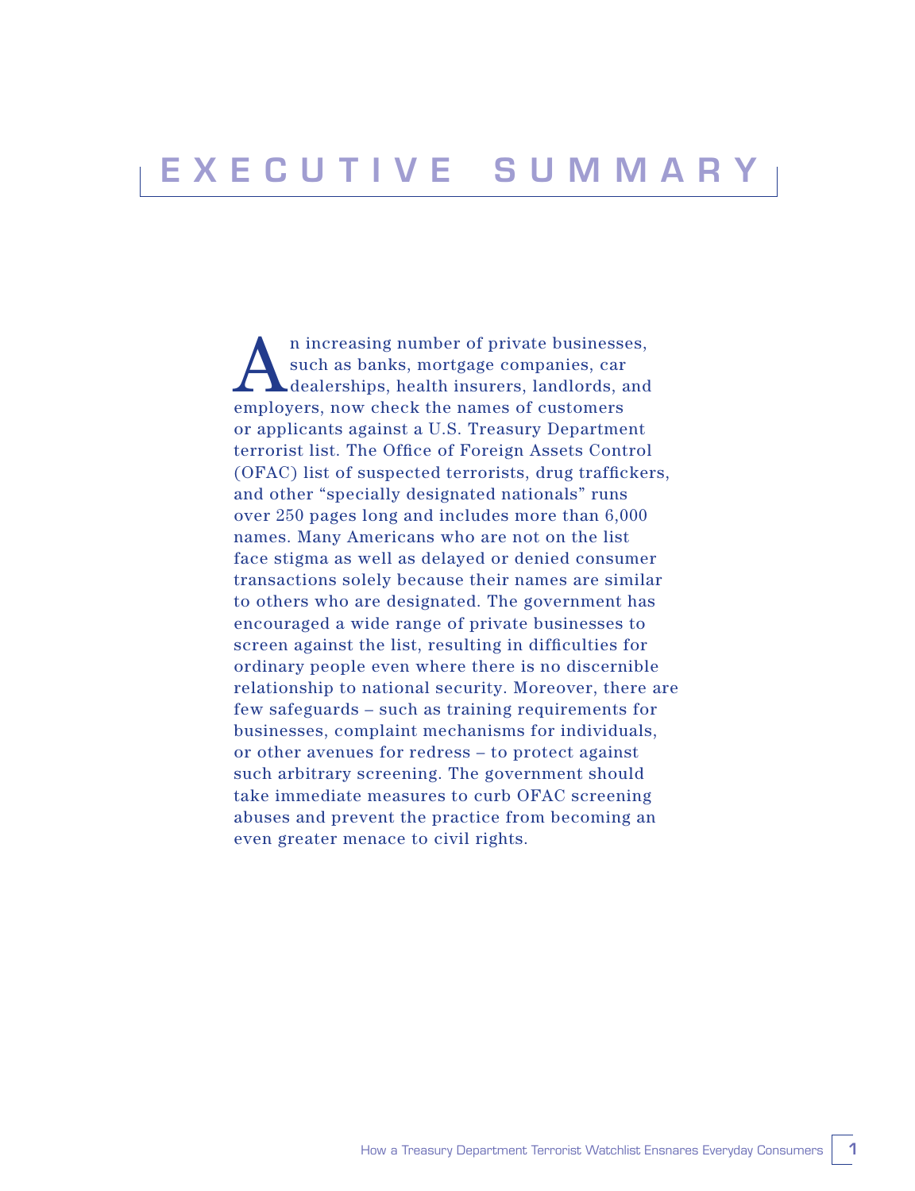# EXECUTIVE SUMMARY

An increasing number of private businesses, such as banks, mortgage companies, car dealerships, health insurers, landlords, and employers, now check the names of customers or applicants against a U.S. Treasury Department terrorist list. The Office of Foreign Assets Control (OFAC) list of suspected terrorists, drug traffickers, and other "specially designated nationals" runs over 250 pages long and includes more than 6,000 names. Many Americans who are not on the list face stigma as well as delayed or denied consumer transactions solely because their names are similar to others who are designated. The government has encouraged a wide range of private businesses to screen against the list, resulting in difficulties for ordinary people even where there is no discernible relationship to national security. Moreover, there are few safeguards – such as training requirements for businesses, complaint mechanisms for individuals, or other avenues for redress – to protect against such arbitrary screening. The government should take immediate measures to curb OFAC screening abuses and prevent the practice from becoming an even greater menace to civil rights.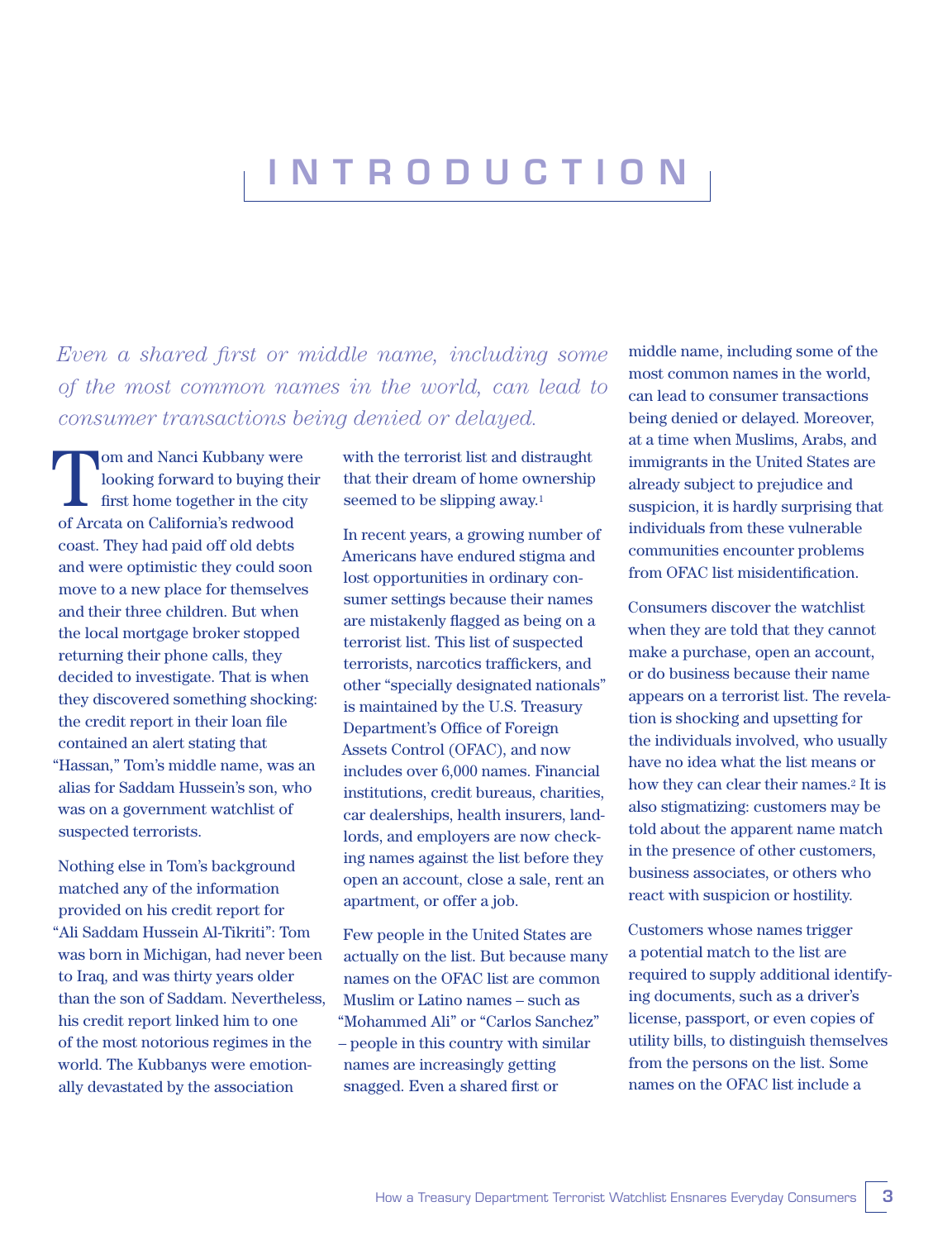// Simple and Proportional Output Handling: // The output should strictly adhere to the original text on the page. 
# INTRODUCTION

*Even a shared first or middle name, including some of the most common names in the world, can lead to consumer transactions being denied or delayed.*

Tom and Nanci Kubbany were looking forward to buying their first home together in the city of Arcata on California's redwood coast. They had paid off old debts and were optimistic they could soon move to a new place for themselves and their three children. But when the local mortgage broker stopped returning their phone calls, they decided to investigate. That is when they discovered something shocking: the credit report in their loan file contained an alert stating that "Hassan," Tom's middle name, was an alias for Saddam Hussein's son, who was on a government watchlist of suspected terrorists.

Nothing else in Tom's background matched any of the information provided on his credit report for "Ali Saddam Hussein Al-Tikriti": Tom was born in Michigan, had never been to Iraq, and was thirty years older than the son of Saddam. Nevertheless, his credit report linked him to one of the most notorious regimes in the world. The Kubbanys were emotionally devastated by the association with the terrorist list and distraught that their dream of home ownership seemed to be slipping away.[1]

In recent years, a growing number of Americans have endured stigma and lost opportunities in ordinary consumer settings because their names are mistakenly flagged as being on a terrorist list. This list of suspected terrorists, narcotics traffickers, and other "specially designated nationals" is maintained by the U.S. Treasury Department's Office of Foreign Assets Control (OFAC), and now includes over 6,000 names. Financial institutions, credit bureaus, charities, car dealerships, health insurers, landlords, and employers are now checking names against the list before they open an account, close a sale, rent an apartment, or offer a job.

Few people in the United States are actually on the list. But because many names on the OFAC list are common Muslim or Latino names – such as "Mohammed Ali" or "Carlos Sanchez" – people in this country with similar names are increasingly getting snagged. Even a shared first or middle name, including some of the most common names in the world, can lead to consumer transactions being denied or delayed. Moreover, at a time when Muslims, Arabs, and immigrants in the United States are already subject to prejudice and suspicion, it is hardly surprising that individuals from these vulnerable communities encounter problems from OFAC list misidentification.

Consumers discover the watchlist when they are told that they cannot make a purchase, open an account, or do business because their name appears on a terrorist list. The revelation is shocking and upsetting for the individuals involved, who usually have no idea what the list means or how they can clear their names.[2] It is also stigmatizing: customers may be told about the apparent name match in the presence of other customers, business associates, or others who react with suspicion or hostility.

Customers whose names trigger a potential match to the list are required to supply additional identifying documents, such as a driver's license, passport, or even copies of utility bills, to distinguish themselves from the persons on the list. Some names on the OFAC list include a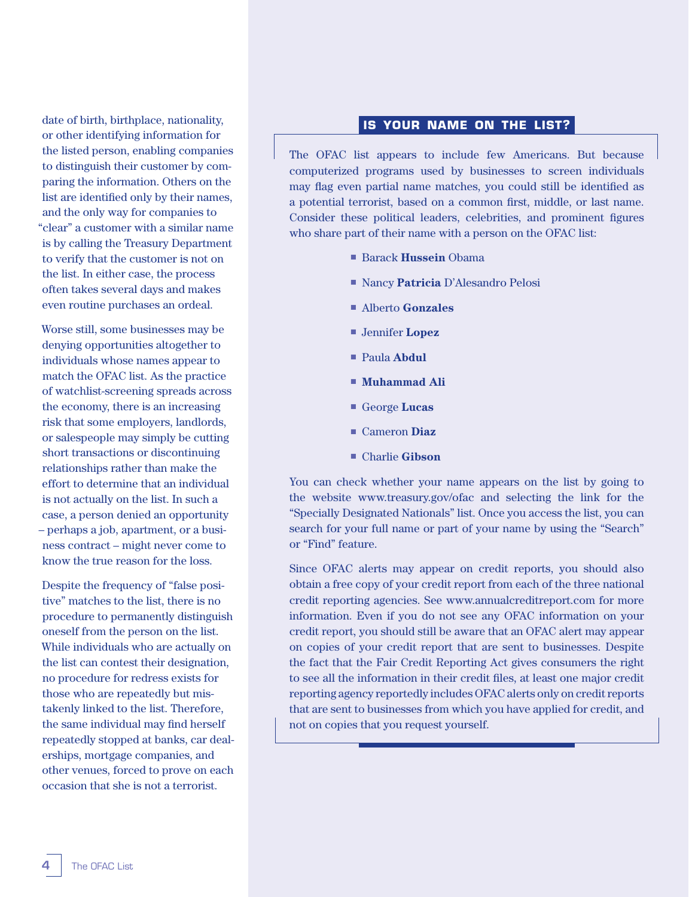date of birth, birthplace, nationality, or other identifying information for the listed person, enabling companies to distinguish their customer by comparing the information. Others on the list are identified only by their names, and the only way for companies to "clear" a customer with a similar name is by calling the Treasury Department to verify that the customer is not on the list. In either case, the process often takes several days and makes even routine purchases an ordeal.

Worse still, some businesses may be denying opportunities altogether to individuals whose names appear to match the OFAC list. As the practice of watchlist-screening spreads across the economy, there is an increasing risk that some employers, landlords, or salespeople may simply be cutting short transactions or discontinuing relationships rather than make the effort to determine that an individual is not actually on the list. In such a case, a person denied an opportunity – perhaps a job, apartment, or a business contract – might never come to know the true reason for the loss.

Despite the frequency of "false positive" matches to the list, there is no procedure to permanently distinguish oneself from the person on the list. While individuals who are actually on the list can contest their designation, no procedure for redress exists for those who are repeatedly but mistakenly linked to the list. Therefore, the same individual may find herself repeatedly stopped at banks, car dealerships, mortgage companies, and other venues, forced to prove on each occasion that she is not a terrorist.

## IS YOUR NAME ON THE LIST?

The OFAC list appears to include few Americans. But because computerized programs used by businesses to screen individuals may flag even partial name matches, you could still be identified as a potential terrorist, based on a common first, middle, or last name. Consider these political leaders, celebrities, and prominent figures who share part of their name with a person on the OFAC list:

- Barack **Hussein** Obama
- Nancy **Patricia** D'Alesandro Pelosi
- Alberto **Gonzales**
- Jennifer **Lopez**
- Paula **Abdul**
- **Muhammad Ali**
- George **Lucas**
- Cameron **Diaz**
- Charlie **Gibson**

You can check whether your name appears on the list by going to the website www.treasury.gov/ofac and selecting the link for the "Specially Designated Nationals" list. Once you access the list, you can search for your full name or part of your name by using the "Search" or "Find" feature.

Since OFAC alerts may appear on credit reports, you should also obtain a free copy of your credit report from each of the three national credit reporting agencies. See www.annualcreditreport.com for more information. Even if you do not see any OFAC information on your credit report, you should still be aware that an OFAC alert may appear on copies of your credit report that are sent to businesses. Despite the fact that the Fair Credit Reporting Act gives consumers the right to see all the information in their credit files, at least one major credit reporting agency reportedly includes OFAC alerts only on credit reports that are sent to businesses from which you have applied for credit, and not on copies that you request yourself.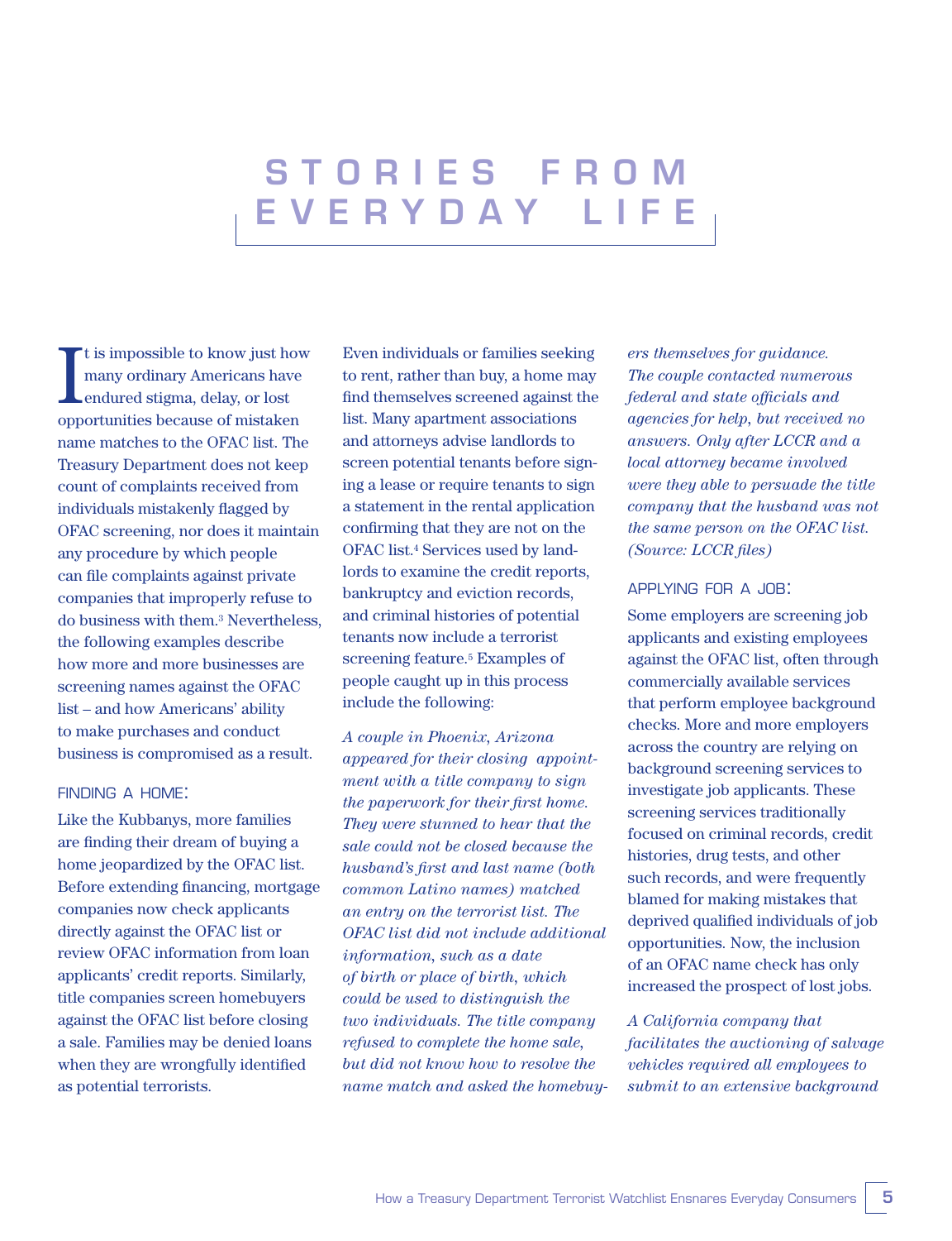# STORIES FROM EVERYDAY LIFE

It is impossible to know just how many ordinary Americans have endured stigma, delay, or lost opportunities because of mistaken name matches to the OFAC list. The Treasury Department does not keep count of complaints received from individuals mistakenly flagged by OFAC screening, nor does it maintain any procedure by which people can file complaints against private companies that improperly refuse to do business with them.[3] Nevertheless, the following examples describe how more and more businesses are screening names against the OFAC list – and how Americans' ability to make purchases and conduct business is compromised as a result.

## FINDING A HOME:

Like the Kubbanys, more families are finding their dream of buying a home jeopardized by the OFAC list. Before extending financing, mortgage companies now check applicants directly against the OFAC list or review OFAC information from loan applicants' credit reports. Similarly, title companies screen homebuyers against the OFAC list before closing a sale. Families may be denied loans when they are wrongfully identified as potential terrorists.

Even individuals or families seeking to rent, rather than buy, a home may find themselves screened against the list. Many apartment associations and attorneys advise landlords to screen potential tenants before signing a lease or require tenants to sign a statement in the rental application confirming that they are not on the OFAC list.[4] Services used by landlords to examine the credit reports, bankruptcy and eviction records, and criminal histories of potential tenants now include a terrorist screening feature.[5] Examples of people caught up in this process include the following:

*A couple in Phoenix, Arizona appeared for their closing appointment with a title company to sign the paperwork for their first home. They were stunned to hear that the sale could not be closed because the husband's first and last name (both common Latino names) matched an entry on the terrorist list. The OFAC list did not include additional information, such as a date of birth or place of birth, which could be used to distinguish the two individuals. The title company refused to complete the home sale, but did not know how to resolve the name match and asked the homebuyers themselves for guidance. The couple contacted numerous federal and state officials and agencies for help, but received no answers. Only after LCCR and a local attorney became involved were they able to persuade the title company that the husband was not the same person on the OFAC list. (Source: LCCR files)*

## APPLYING FOR A JOB:

Some employers are screening job applicants and existing employees against the OFAC list, often through commercially available services that perform employee background checks. More and more employers across the country are relying on background screening services to investigate job applicants. These screening services traditionally focused on criminal records, credit histories, drug tests, and other such records, and were frequently blamed for making mistakes that deprived qualified individuals of job opportunities. Now, the inclusion of an OFAC name check has only increased the prospect of lost jobs.

*A California company that facilitates the auctioning of salvage vehicles required all employees to submit to an extensive background*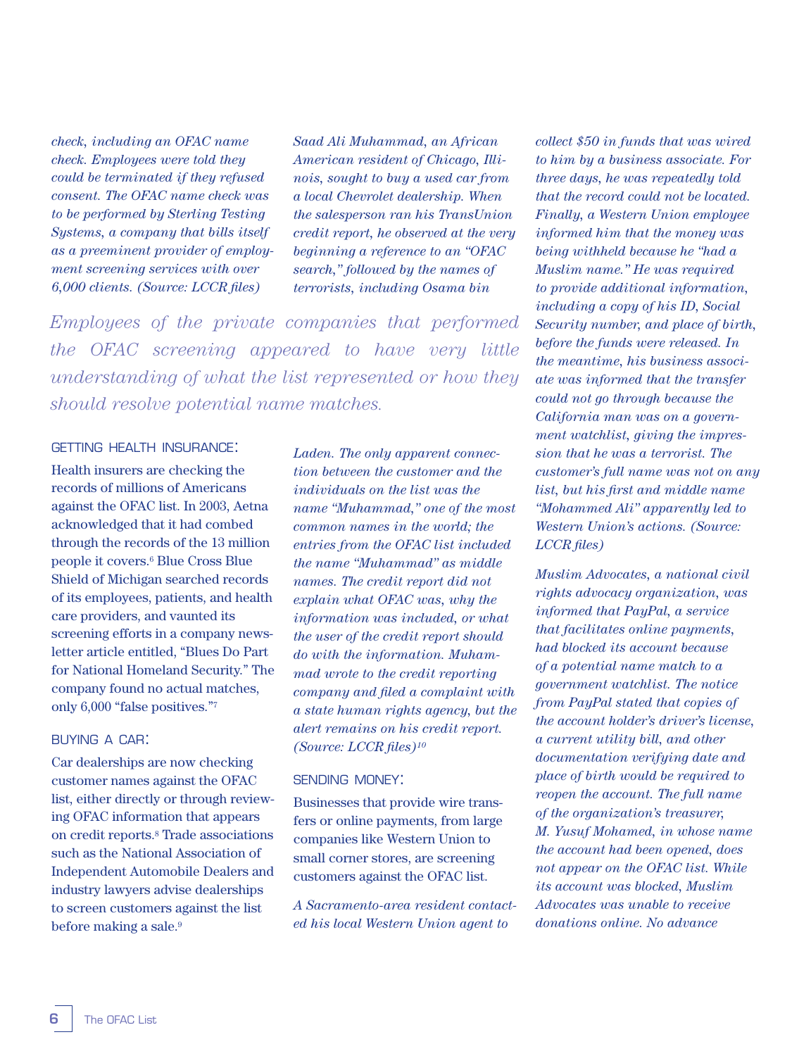*check, including an OFAC name check. Employees were told they could be terminated if they refused consent. The OFAC name check was to be performed by Sterling Testing Systems, a company that bills itself as a preeminent provider of employment screening services with over 6,000 clients. (Source: LCCR files)*

*Employees of the private companies that performed the OFAC screening appeared to have very little understanding of what the list represented or how they should resolve potential name matches.*

### GETTING HEALTH INSURANCE:

Health insurers are checking the records of millions of Americans against the OFAC list. In 2003, Aetna acknowledged that it had combed through the records of the 13 million people it covers.[6] Blue Cross Blue Shield of Michigan searched records of its employees, patients, and health care providers, and vaunted its screening efforts in a company newsletter article entitled, "Blues Do Part for National Homeland Security." The company found no actual matches, only 6,000 "false positives."[7]

### BUYING A CAR:

Car dealerships are now checking customer names against the OFAC list, either directly or through reviewing OFAC information that appears on credit reports.[8] Trade associations such as the National Association of Independent Automobile Dealers and industry lawyers advise dealerships to screen customers against the list before making a sale.[9]

*Saad Ali Muhammad, an African American resident of Chicago, Illinois, sought to buy a used car from a local Chevrolet dealership. When the salesperson ran his TransUnion credit report, he observed at the very beginning a reference to an "OFAC search," followed by the names of terrorists, including Osama bin Laden. The only apparent connection between the customer and the individuals on the list was the name "Muhammad," one of the most common names in the world; the entries from the OFAC list included the name "Muhammad" as middle names. The credit report did not explain what OFAC was, why the information was included, or what the user of the credit report should do with the information. Muhammad wrote to the credit reporting company and filed a complaint with a state human rights agency, but the alert remains on his credit report. (Source: LCCR files)[10]*

### SENDING MONEY:

Businesses that provide wire transfers or online payments, from large companies like Western Union to small corner stores, are screening customers against the OFAC list.

*A Sacramento-area resident contacted his local Western Union agent to collect $50 in funds that was wired to him by a business associate. For three days, he was repeatedly told that the record could not be located. Finally, a Western Union employee informed him that the money was being withheld because he "had a Muslim name." He was required to provide additional information, including a copy of his ID, Social Security number, and place of birth, before the funds were released. In the meantime, his business associate was informed that the transfer could not go through because the California man was on a government watchlist, giving the impression that he was a terrorist. The customer's full name was not on any list, but his first and middle name "Mohammed Ali" apparently led to Western Union's actions. (Source: LCCR files)*

*Muslim Advocates, a national civil rights advocacy organization, was informed that PayPal, a service that facilitates online payments, had blocked its account because of a potential name match to a government watchlist. The notice from PayPal stated that copies of the account holder's driver's license, a current utility bill, and other documentation verifying date and place of birth would be required to reopen the account. The full name of the organization's treasurer, M. Yusuf Mohamed, in whose name the account had been opened, does not appear on the OFAC list. While its account was blocked, Muslim Advocates was unable to receive donations online. No advance*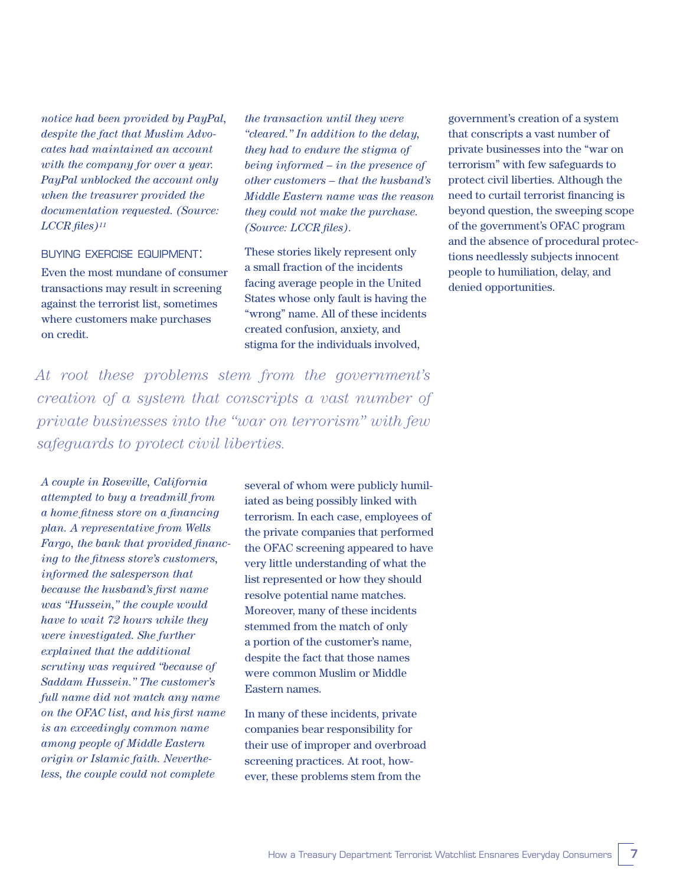*notice had been provided by PayPal, despite the fact that Muslim Advocates had maintained an account with the company for over a year. PayPal unblocked the account only when the treasurer provided the documentation requested. (Source: LCCR files)*[11]

BUYING EXERCISE EQUIPMENT:

Even the most mundane of consumer transactions may result in screening against the terrorist list, sometimes where customers make purchases on credit.

*A couple in Roseville, California attempted to buy a treadmill from a home fitness store on a financing plan. A representative from Wells Fargo, the bank that provided financing to the fitness store's customers, informed the salesperson that because the husband's first name was "Hussein," the couple would have to wait 72 hours while they were investigated. She further explained that the additional scrutiny was required "because of Saddam Hussein." The customer's full name did not match any name on the OFAC list, and his first name is an exceedingly common name among people of Middle Eastern origin or Islamic faith. Nevertheless, the couple could not complete the transaction until they were "cleared." In addition to the delay, they had to endure the stigma of being informed – in the presence of other customers – that the husband's Middle Eastern name was the reason they could not make the purchase. (Source: LCCR files).*

These stories likely represent only a small fraction of the incidents facing average people in the United States whose only fault is having the "wrong" name. All of these incidents created confusion, anxiety, and stigma for the individuals involved, several of whom were publicly humiliated as being possibly linked with terrorism. In each case, employees of the private companies that performed the OFAC screening appeared to have very little understanding of what the list represented or how they should resolve potential name matches. Moreover, many of these incidents stemmed from the match of only a portion of the customer's name, despite the fact that those names were common Muslim or Middle Eastern names.

In many of these incidents, private companies bear responsibility for their use of improper and overbroad screening practices. At root, however, these problems stem from the government's creation of a system that conscripts a vast number of private businesses into the "war on terrorism" with few safeguards to protect civil liberties. Although the need to curtail terrorist financing is beyond question, the sweeping scope of the government's OFAC program and the absence of procedural protections needlessly subjects innocent people to humiliation, delay, and denied opportunities.

> *At root these problems stem from the government's creation of a system that conscripts a vast number of private businesses into the "war on terrorism" with few safeguards to protect civil liberties.*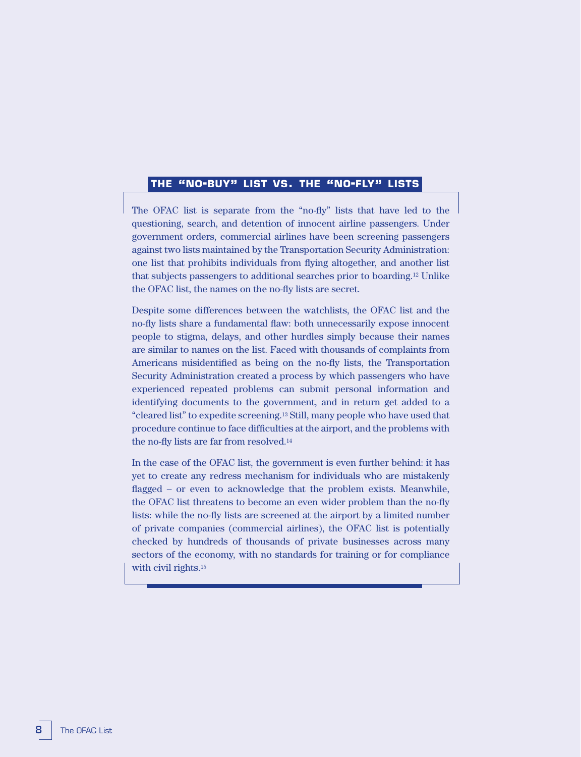## THE "NO-BUY" LIST VS. THE "NO-FLY" LISTS

The OFAC list is separate from the "no-fly" lists that have led to the questioning, search, and detention of innocent airline passengers. Under government orders, commercial airlines have been screening passengers against two lists maintained by the Transportation Security Administration: one list that prohibits individuals from flying altogether, and another list that subjects passengers to additional searches prior to boarding.[12] Unlike the OFAC list, the names on the no-fly lists are secret.

Despite some differences between the watchlists, the OFAC list and the no-fly lists share a fundamental flaw: both unnecessarily expose innocent people to stigma, delays, and other hurdles simply because their names are similar to names on the list. Faced with thousands of complaints from Americans misidentified as being on the no-fly lists, the Transportation Security Administration created a process by which passengers who have experienced repeated problems can submit personal information and identifying documents to the government, and in return get added to a "cleared list" to expedite screening.[13] Still, many people who have used that procedure continue to face difficulties at the airport, and the problems with the no-fly lists are far from resolved.[14]

In the case of the OFAC list, the government is even further behind: it has yet to create any redress mechanism for individuals who are mistakenly flagged – or even to acknowledge that the problem exists. Meanwhile, the OFAC list threatens to become an even wider problem than the no-fly lists: while the no-fly lists are screened at the airport by a limited number of private companies (commercial airlines), the OFAC list is potentially checked by hundreds of thousands of private businesses across many sectors of the economy, with no standards for training or for compliance with civil rights.[15]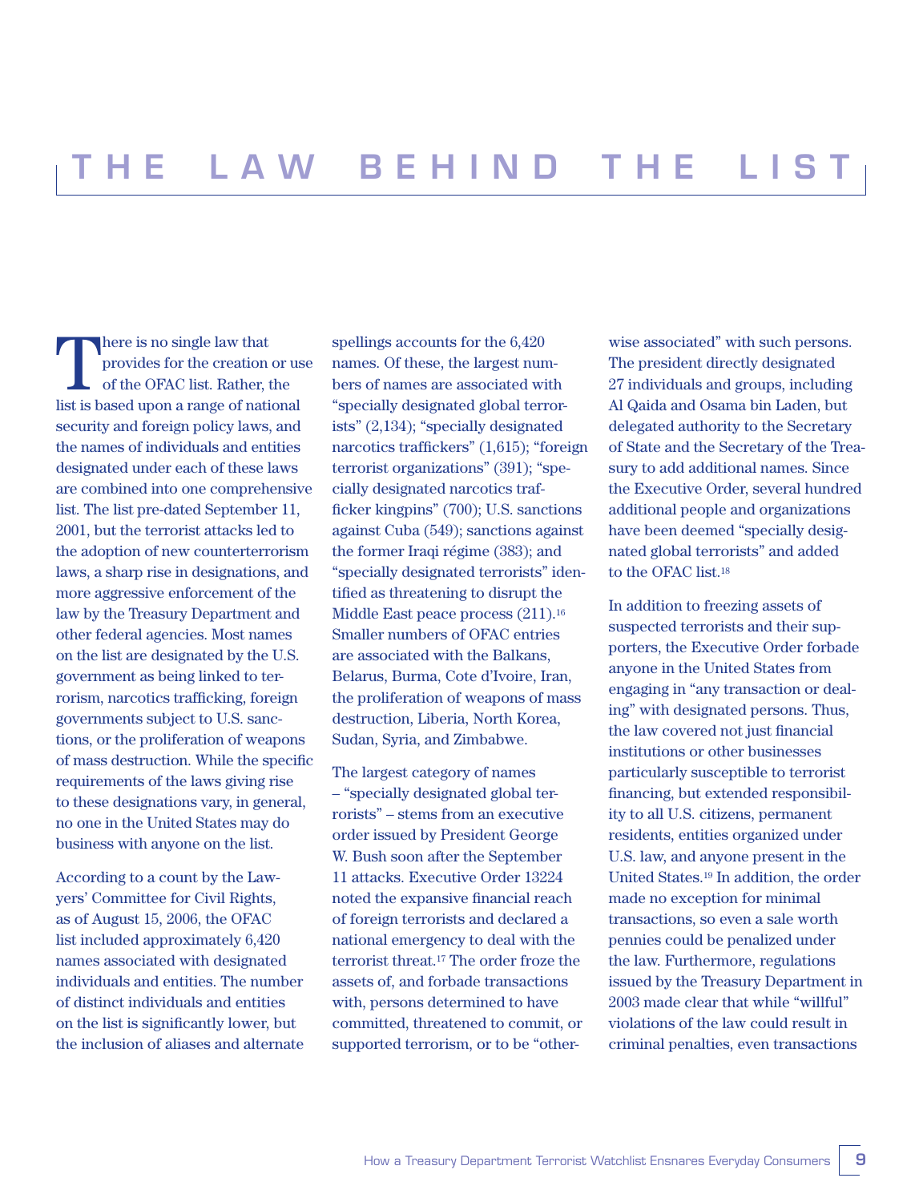# THE LAW BEHIND THE LIST

There is no single law that provides for the creation or use of the OFAC list. Rather, the list is based upon a range of national security and foreign policy laws, and the names of individuals and entities designated under each of these laws are combined into one comprehensive list. The list pre-dated September 11, 2001, but the terrorist attacks led to the adoption of new counterterrorism laws, a sharp rise in designations, and more aggressive enforcement of the law by the Treasury Department and other federal agencies. Most names on the list are designated by the U.S. government as being linked to terrorism, narcotics trafficking, foreign governments subject to U.S. sanctions, or the proliferation of weapons of mass destruction. While the specific requirements of the laws giving rise to these designations vary, in general, no one in the United States may do business with anyone on the list.

According to a count by the Lawyers' Committee for Civil Rights, as of August 15, 2006, the OFAC list included approximately 6,420 names associated with designated individuals and entities. The number of distinct individuals and entities on the list is significantly lower, but the inclusion of aliases and alternate spellings accounts for the 6,420 names. Of these, the largest numbers of names are associated with "specially designated global terrorists" (2,134); "specially designated narcotics traffickers" (1,615); "foreign terrorist organizations" (391); "specially designated narcotics trafficker kingpins" (700); U.S. sanctions against Cuba (549); sanctions against the former Iraqi régime (383); and "specially designated terrorists" identified as threatening to disrupt the Middle East peace process (211).[16] Smaller numbers of OFAC entries are associated with the Balkans, Belarus, Burma, Cote d'Ivoire, Iran, the proliferation of weapons of mass destruction, Liberia, North Korea, Sudan, Syria, and Zimbabwe.

The largest category of names – "specially designated global terrorists" – stems from an executive order issued by President George W. Bush soon after the September 11 attacks. Executive Order 13224 noted the expansive financial reach of foreign terrorists and declared a national emergency to deal with the terrorist threat.[17] The order froze the assets of, and forbade transactions with, persons determined to have committed, threatened to commit, or supported terrorism, or to be "otherwise associated" with such persons. The president directly designated 27 individuals and groups, including Al Qaida and Osama bin Laden, but delegated authority to the Secretary of State and the Secretary of the Treasury to add additional names. Since the Executive Order, several hundred additional people and organizations have been deemed "specially designated global terrorists" and added to the OFAC list.[18]

In addition to freezing assets of suspected terrorists and their supporters, the Executive Order forbade anyone in the United States from engaging in "any transaction or dealing" with designated persons. Thus, the law covered not just financial institutions or other businesses particularly susceptible to terrorist financing, but extended responsibility to all U.S. citizens, permanent residents, entities organized under U.S. law, and anyone present in the United States.[19] In addition, the order made no exception for minimal transactions, so even a sale worth pennies could be penalized under the law. Furthermore, regulations issued by the Treasury Department in 2003 made clear that while "willful" violations of the law could result in criminal penalties, even transactions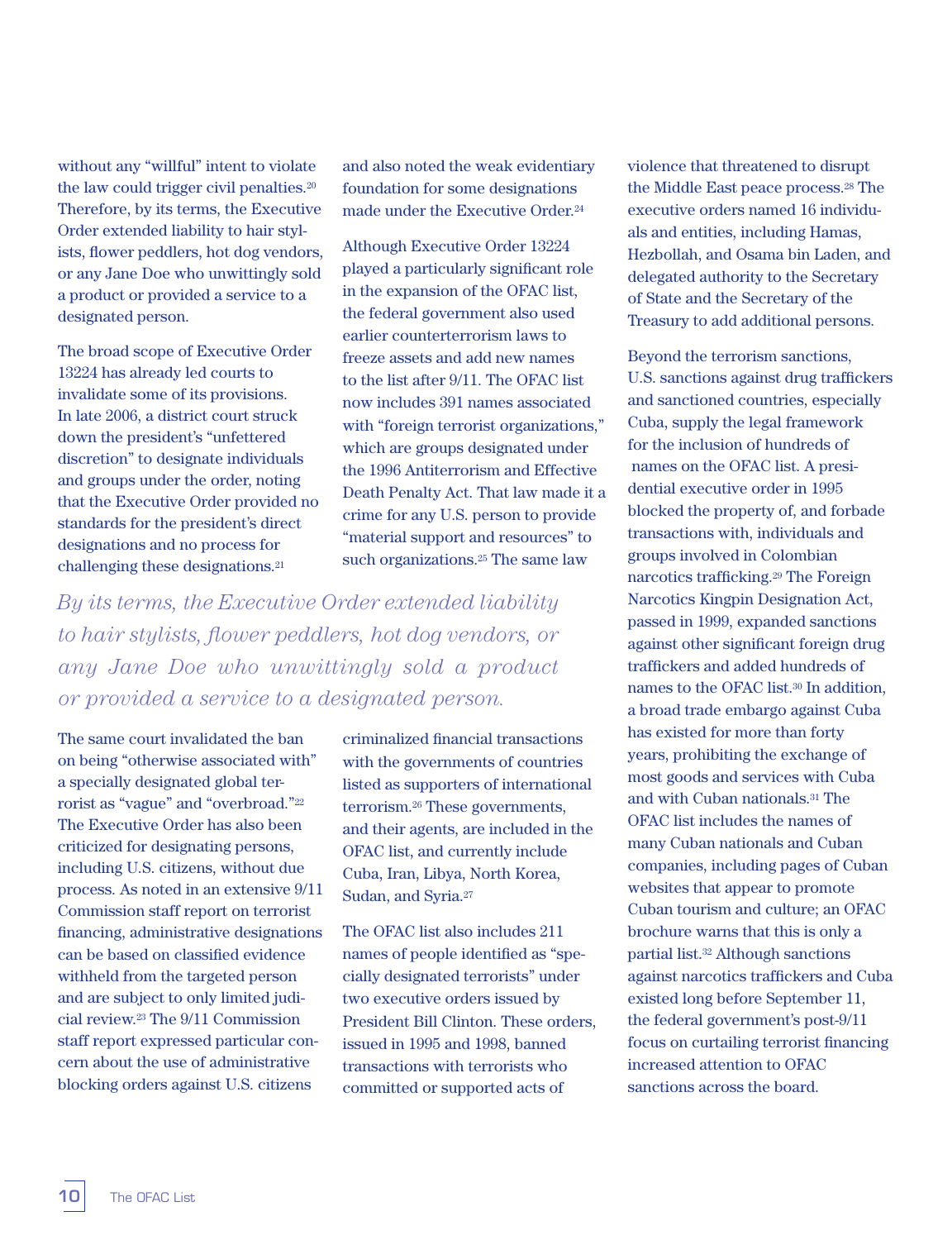without any "willful" intent to violate the law could trigger civil penalties.[20] Therefore, by its terms, the Executive Order extended liability to hair stylists, flower peddlers, hot dog vendors, or any Jane Doe who unwittingly sold a product or provided a service to a designated person.

The broad scope of Executive Order 13224 has already led courts to invalidate some of its provisions. In late 2006, a district court struck down the president's "unfettered discretion" to designate individuals and groups under the order, noting that the Executive Order provided no standards for the president's direct designations and no process for challenging these designations.[21]

The same court invalidated the ban on being "otherwise associated with" a specially designated global terrorist as "vague" and "overbroad."[22] The Executive Order has also been criticized for designating persons, including U.S. citizens, without due process. As noted in an extensive 9/11 Commission staff report on terrorist financing, administrative designations can be based on classified evidence withheld from the targeted person and are subject to only limited judicial review.[23] The 9/11 Commission staff report expressed particular concern about the use of administrative blocking orders against U.S. citizens and also noted the weak evidentiary foundation for some designations made under the Executive Order.[24]

*By its terms, the Executive Order extended liability to hair stylists, flower peddlers, hot dog vendors, or any Jane Doe who unwittingly sold a product or provided a service to a designated person.*

Although Executive Order 13224 played a particularly significant role in the expansion of the OFAC list, the federal government also used earlier counterterrorism laws to freeze assets and add new names to the list after 9/11. The OFAC list now includes 391 names associated with "foreign terrorist organizations," which are groups designated under the 1996 Antiterrorism and Effective Death Penalty Act. That law made it a crime for any U.S. person to provide "material support and resources" to such organizations.[25] The same law criminalized financial transactions with the governments of countries listed as supporters of international terrorism.[26] These governments, and their agents, are included in the OFAC list, and currently include Cuba, Iran, Libya, North Korea, Sudan, and Syria.[27]

The OFAC list also includes 211 names of people identified as "specially designated terrorists" under two executive orders issued by President Bill Clinton. These orders, issued in 1995 and 1998, banned transactions with terrorists who committed or supported acts of violence that threatened to disrupt the Middle East peace process.[28] The executive orders named 16 individuals and entities, including Hamas, Hezbollah, and Osama bin Laden, and delegated authority to the Secretary of State and the Secretary of the Treasury to add additional persons.

Beyond the terrorism sanctions, U.S. sanctions against drug traffickers and sanctioned countries, especially Cuba, supply the legal framework for the inclusion of hundreds of names on the OFAC list. A presidential executive order in 1995 blocked the property of, and forbade transactions with, individuals and groups involved in Colombian narcotics trafficking.[29] The Foreign Narcotics Kingpin Designation Act, passed in 1999, expanded sanctions against other significant foreign drug traffickers and added hundreds of names to the OFAC list.[30] In addition, a broad trade embargo against Cuba has existed for more than forty years, prohibiting the exchange of most goods and services with Cuba and with Cuban nationals.[31] The OFAC list includes the names of many Cuban nationals and Cuban companies, including pages of Cuban websites that appear to promote Cuban tourism and culture; an OFAC brochure warns that this is only a partial list.[32] Although sanctions against narcotics traffickers and Cuba existed long before September 11, the federal government's post-9/11 focus on curtailing terrorist financing increased attention to OFAC sanctions across the board.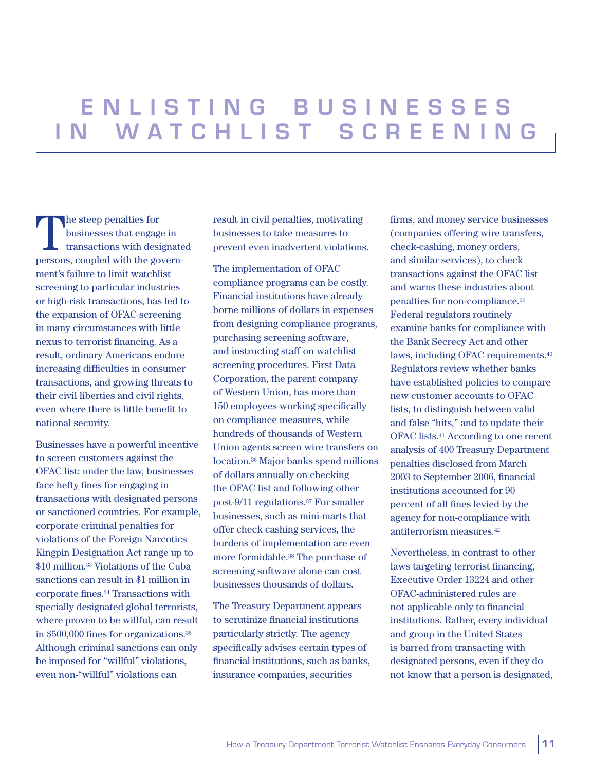# ENLISTING BUSINESSES IN WATCHLIST SCREENING

The steep penalties for businesses that engage in transactions with designated persons, coupled with the government's failure to limit watchlist screening to particular industries or high-risk transactions, has led to the expansion of OFAC screening in many circumstances with little nexus to terrorist financing. As a result, ordinary Americans endure increasing difficulties in consumer transactions, and growing threats to their civil liberties and civil rights, even where there is little benefit to national security.

Businesses have a powerful incentive to screen customers against the OFAC list: under the law, businesses face hefty fines for engaging in transactions with designated persons or sanctioned countries. For example, corporate criminal penalties for violations of the Foreign Narcotics Kingpin Designation Act range up to $10 million.[33] Violations of the Cuba sanctions can result in $1 million in corporate fines.[34] Transactions with specially designated global terrorists, where proven to be willful, can result in $500,000 fines for organizations.[35] Although criminal sanctions can only be imposed for "willful" violations, even non-"willful" violations can result in civil penalties, motivating businesses to take measures to prevent even inadvertent violations.

The implementation of OFAC compliance programs can be costly. Financial institutions have already borne millions of dollars in expenses from designing compliance programs, purchasing screening software, and instructing staff on watchlist screening procedures. First Data Corporation, the parent company of Western Union, has more than 150 employees working specifically on compliance measures, while hundreds of thousands of Western Union agents screen wire transfers on location.[36] Major banks spend millions of dollars annually on checking the OFAC list and following other post-9/11 regulations.[37] For smaller businesses, such as mini-marts that offer check cashing services, the burdens of implementation are even more formidable.[38] The purchase of screening software alone can cost businesses thousands of dollars.

The Treasury Department appears to scrutinize financial institutions particularly strictly. The agency specifically advises certain types of financial institutions, such as banks, insurance companies, securities firms, and money service businesses (companies offering wire transfers, check-cashing, money orders, and similar services), to check transactions against the OFAC list and warns these industries about penalties for non-compliance.[39] Federal regulators routinely examine banks for compliance with the Bank Secrecy Act and other laws, including OFAC requirements.[40] Regulators review whether banks have established policies to compare new customer accounts to OFAC lists, to distinguish between valid and false "hits," and to update their OFAC lists.[41] According to one recent analysis of 400 Treasury Department penalties disclosed from March 2003 to September 2006, financial institutions accounted for 90 percent of all fines levied by the agency for non-compliance with antiterrorism measures.[42]

Nevertheless, in contrast to other laws targeting terrorist financing, Executive Order 13224 and other OFAC-administered rules are not applicable only to financial institutions. Rather, every individual and group in the United States is barred from transacting with designated persons, even if they do not know that a person is designated,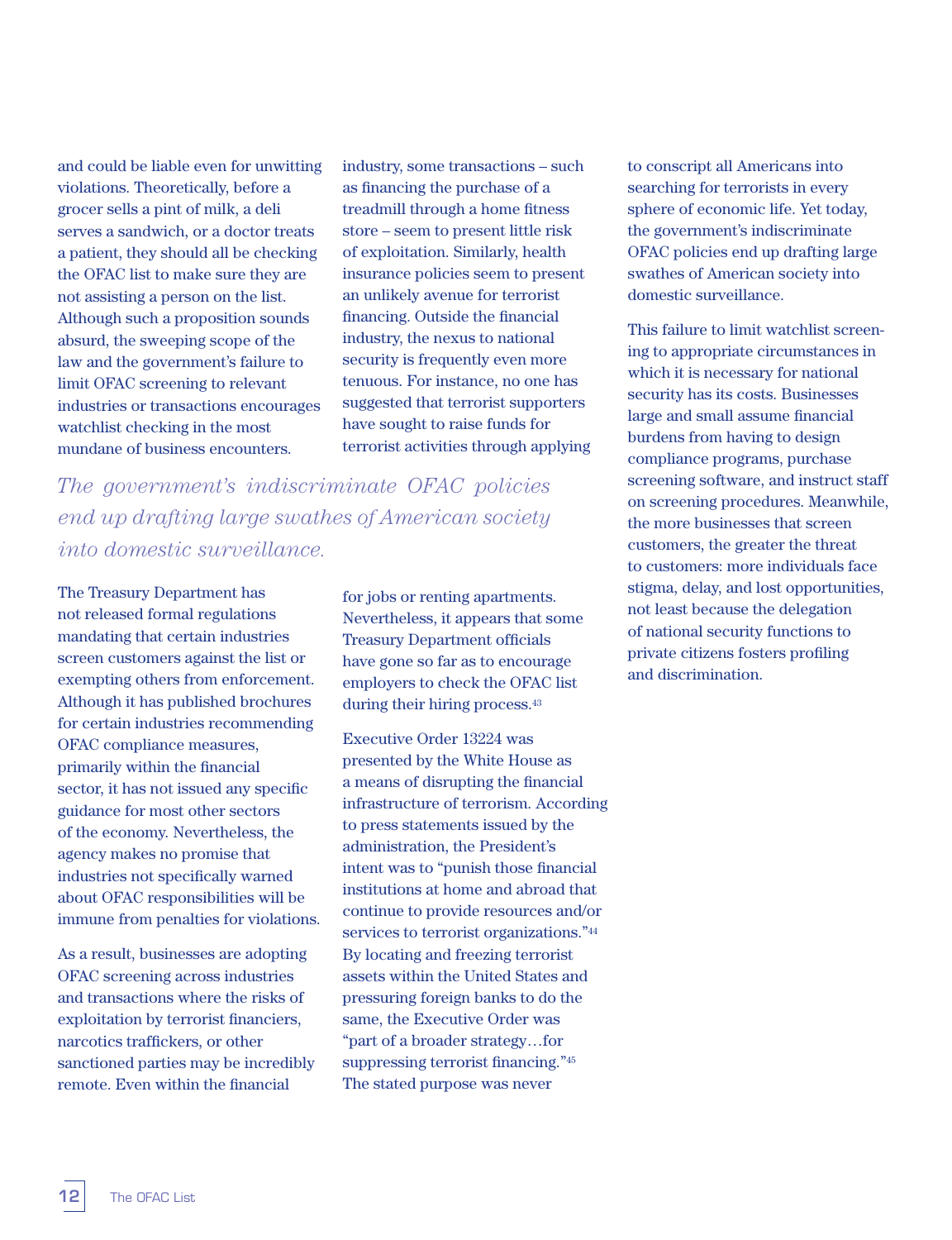and could be liable even for unwitting violations. Theoretically, before a grocer sells a pint of milk, a deli serves a sandwich, or a doctor treats a patient, they should all be checking the OFAC list to make sure they are not assisting a person on the list. Although such a proposition sounds absurd, the sweeping scope of the law and the government's failure to limit OFAC screening to relevant industries or transactions encourages watchlist checking in the most mundane of business encounters.

*The government's indiscriminate OFAC policies end up drafting large swathes of American society into domestic surveillance.*

The Treasury Department has not released formal regulations mandating that certain industries screen customers against the list or exempting others from enforcement. Although it has published brochures for certain industries recommending OFAC compliance measures, primarily within the financial sector, it has not issued any specific guidance for most other sectors of the economy. Nevertheless, the agency makes no promise that industries not specifically warned about OFAC responsibilities will be immune from penalties for violations.

As a result, businesses are adopting OFAC screening across industries and transactions where the risks of exploitation by terrorist financiers, narcotics traffickers, or other sanctioned parties may be incredibly remote. Even within the financial industry, some transactions – such as financing the purchase of a treadmill through a home fitness store – seem to present little risk of exploitation. Similarly, health insurance policies seem to present an unlikely avenue for terrorist financing. Outside the financial industry, the nexus to national security is frequently even more tenuous. For instance, no one has suggested that terrorist supporters have sought to raise funds for terrorist activities through applying for jobs or renting apartments. Nevertheless, it appears that some Treasury Department officials have gone so far as to encourage employers to check the OFAC list during their hiring process.[43]

Executive Order 13224 was presented by the White House as a means of disrupting the financial infrastructure of terrorism. According to press statements issued by the administration, the President's intent was to "punish those financial institutions at home and abroad that continue to provide resources and/or services to terrorist organizations."[44] By locating and freezing terrorist assets within the United States and pressuring foreign banks to do the same, the Executive Order was "part of a broader strategy…for suppressing terrorist financing."[45] The stated purpose was never to conscript all Americans into searching for terrorists in every sphere of economic life. Yet today, the government's indiscriminate OFAC policies end up drafting large swathes of American society into domestic surveillance.

This failure to limit watchlist screening to appropriate circumstances in which it is necessary for national security has its costs. Businesses large and small assume financial burdens from having to design compliance programs, purchase screening software, and instruct staff on screening procedures. Meanwhile, the more businesses that screen customers, the greater the threat to customers: more individuals face stigma, delay, and lost opportunities, not least because the delegation of national security functions to private citizens fosters profiling and discrimination.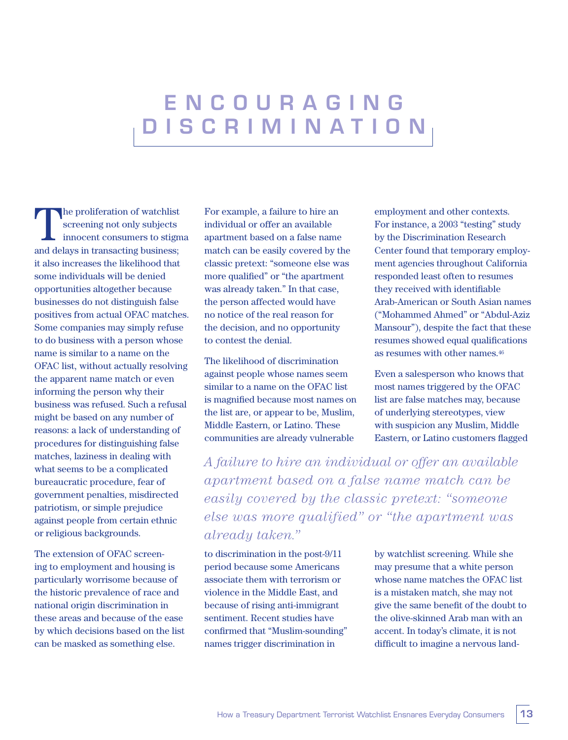# ENCOURAGING DISCRIMINATION

The proliferation of watchlist screening not only subjects innocent consumers to stigma and delays in transacting business; it also increases the likelihood that some individuals will be denied opportunities altogether because businesses do not distinguish false positives from actual OFAC matches. Some companies may simply refuse to do business with a person whose name is similar to a name on the OFAC list, without actually resolving the apparent name match or even informing the person why their business was refused. Such a refusal might be based on any number of reasons: a lack of understanding of procedures for distinguishing false matches, laziness in dealing with what seems to be a complicated bureaucratic procedure, fear of government penalties, misdirected patriotism, or simple prejudice against people from certain ethnic or religious backgrounds.

The extension of OFAC screening to employment and housing is particularly worrisome because of the historic prevalence of race and national origin discrimination in these areas and because of the ease by which decisions based on the list can be masked as something else.

For example, a failure to hire an individual or offer an available apartment based on a false name match can be easily covered by the classic pretext: "someone else was more qualified" or "the apartment was already taken." In that case, the person affected would have no notice of the real reason for the decision, and no opportunity to contest the denial.

The likelihood of discrimination against people whose names seem similar to a name on the OFAC list is magnified because most names on the list are, or appear to be, Muslim, Middle Eastern, or Latino. These communities are already vulnerable to discrimination in the post-9/11 period because some Americans associate them with terrorism or violence in the Middle East, and because of rising anti-immigrant sentiment. Recent studies have confirmed that "Muslim-sounding" names trigger discrimination in employment and other contexts. For instance, a 2003 "testing" study by the Discrimination Research Center found that temporary employment agencies throughout California responded least often to resumes they received with identifiable Arab-American or South Asian names ("Mohammed Ahmed" or "Abdul-Aziz Mansour"), despite the fact that these resumes showed equal qualifications as resumes with other names.[46]

Even a salesperson who knows that most names triggered by the OFAC list are false matches may, because of underlying stereotypes, view with suspicion any Muslim, Middle Eastern, or Latino customers flagged by watchlist screening. While she may presume that a white person whose name matches the OFAC list is a mistaken match, she may not give the same benefit of the doubt to the olive-skinned Arab man with an accent. In today's climate, it is not difficult to imagine a nervous land-

*A failure to hire an individual or offer an available apartment based on a false name match can be easily covered by the classic pretext: "someone else was more qualified" or "the apartment was already taken."*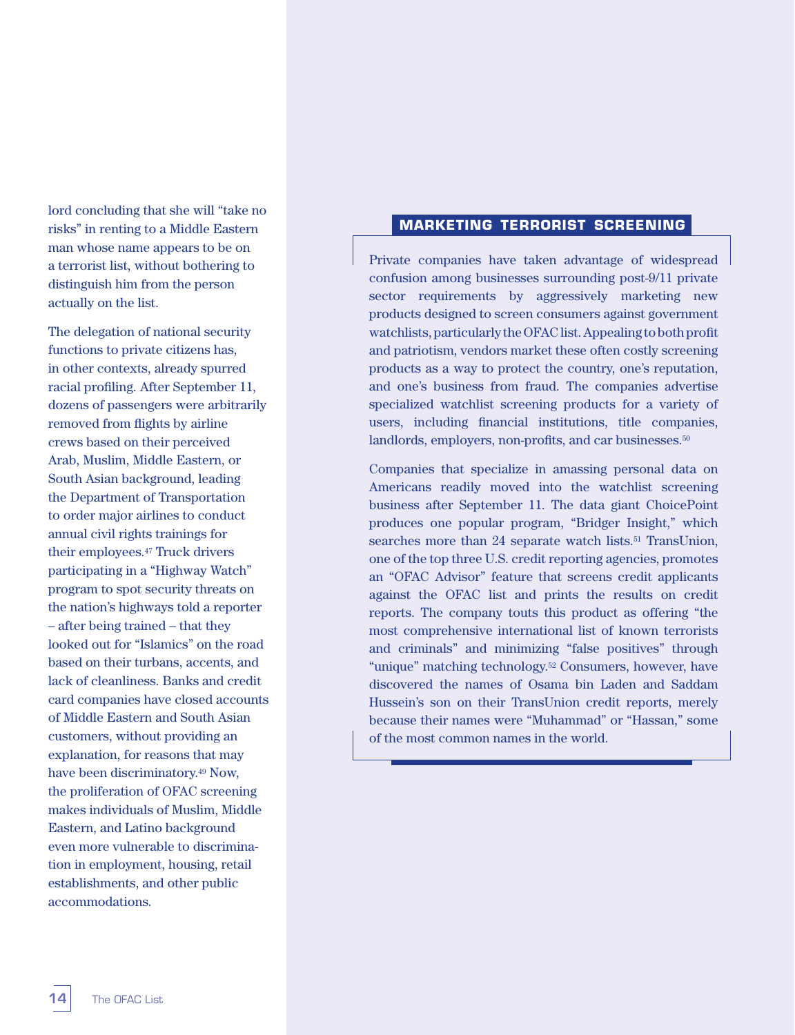lord concluding that she will "take no risks" in renting to a Middle Eastern man whose name appears to be on a terrorist list, without bothering to distinguish him from the person actually on the list.

The delegation of national security functions to private citizens has, in other contexts, already spurred racial profiling. After September 11, dozens of passengers were arbitrarily removed from flights by airline crews based on their perceived Arab, Muslim, Middle Eastern, or South Asian background, leading the Department of Transportation to order major airlines to conduct annual civil rights trainings for their employees.[47] Truck drivers participating in a "Highway Watch" program to spot security threats on the nation's highways told a reporter – after being trained – that they looked out for "Islamics" on the road based on their turbans, accents, and lack of cleanliness. Banks and credit card companies have closed accounts of Middle Eastern and South Asian customers, without providing an explanation, for reasons that may have been discriminatory.[49] Now, the proliferation of OFAC screening makes individuals of Muslim, Middle Eastern, and Latino background even more vulnerable to discrimination in employment, housing, retail establishments, and other public accommodations.

## MARKETING TERRORIST SCREENING

Private companies have taken advantage of widespread confusion among businesses surrounding post-9/11 private sector requirements by aggressively marketing new products designed to screen consumers against government watchlists, particularly the OFAC list. Appealing to both profit and patriotism, vendors market these often costly screening products as a way to protect the country, one's reputation, and one's business from fraud. The companies advertise specialized watchlist screening products for a variety of users, including financial institutions, title companies, landlords, employers, non-profits, and car businesses.[50]

Companies that specialize in amassing personal data on Americans readily moved into the watchlist screening business after September 11. The data giant ChoicePoint produces one popular program, "Bridger Insight," which searches more than 24 separate watch lists.[51] TransUnion, one of the top three U.S. credit reporting agencies, promotes an "OFAC Advisor" feature that screens credit applicants against the OFAC list and prints the results on credit reports. The company touts this product as offering "the most comprehensive international list of known terrorists and criminals" and minimizing "false positives" through "unique" matching technology.[52] Consumers, however, have discovered the names of Osama bin Laden and Saddam Hussein's son on their TransUnion credit reports, merely because their names were "Muhammad" or "Hassan," some of the most common names in the world.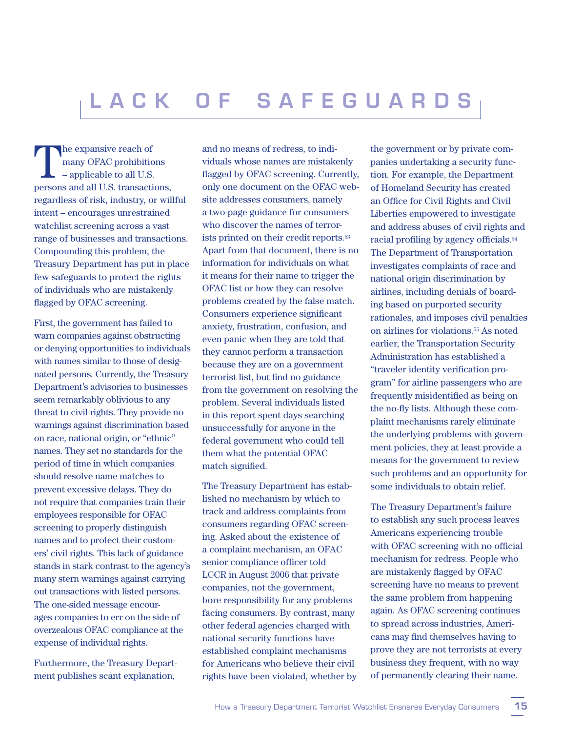# LACK OF SAFEGUARDS

The expansive reach of many OFAC prohibitions – applicable to all U.S. persons and all U.S. transactions, regardless of risk, industry, or willful intent – encourages unrestrained watchlist screening across a vast range of businesses and transactions. Compounding this problem, the Treasury Department has put in place few safeguards to protect the rights of individuals who are mistakenly flagged by OFAC screening.

First, the government has failed to warn companies against obstructing or denying opportunities to individuals with names similar to those of designated persons. Currently, the Treasury Department's advisories to businesses seem remarkably oblivious to any threat to civil rights. They provide no warnings against discrimination based on race, national origin, or "ethnic" names. They set no standards for the period of time in which companies should resolve name matches to prevent excessive delays. They do not require that companies train their employees responsible for OFAC screening to properly distinguish names and to protect their customers' civil rights. This lack of guidance stands in stark contrast to the agency's many stern warnings against carrying out transactions with listed persons. The one-sided message encourages companies to err on the side of overzealous OFAC compliance at the expense of individual rights.

Furthermore, the Treasury Department publishes scant explanation, and no means of redress, to individuals whose names are mistakenly flagged by OFAC screening. Currently, only one document on the OFAC website addresses consumers, namely a two-page guidance for consumers who discover the names of terrorists printed on their credit reports.[53] Apart from that document, there is no information for individuals on what it means for their name to trigger the OFAC list or how they can resolve problems created by the false match. Consumers experience significant anxiety, frustration, confusion, and even panic when they are told that they cannot perform a transaction because they are on a government terrorist list, but find no guidance from the government on resolving the problem. Several individuals listed in this report spent days searching unsuccessfully for anyone in the federal government who could tell them what the potential OFAC match signified.

The Treasury Department has established no mechanism by which to track and address complaints from consumers regarding OFAC screening. Asked about the existence of a complaint mechanism, an OFAC senior compliance officer told LCCR in August 2006 that private companies, not the government, bore responsibility for any problems facing consumers. By contrast, many other federal agencies charged with national security functions have established complaint mechanisms for Americans who believe their civil rights have been violated, whether by the government or by private companies undertaking a security function. For example, the Department of Homeland Security has created an Office for Civil Rights and Civil Liberties empowered to investigate and address abuses of civil rights and racial profiling by agency officials.[54] The Department of Transportation investigates complaints of race and national origin discrimination by airlines, including denials of boarding based on purported security rationales, and imposes civil penalties on airlines for violations.[55] As noted earlier, the Transportation Security Administration has established a "traveler identity verification program" for airline passengers who are frequently misidentified as being on the no-fly lists. Although these complaint mechanisms rarely eliminate the underlying problems with government policies, they at least provide a means for the government to review such problems and an opportunity for some individuals to obtain relief.

The Treasury Department's failure to establish any such process leaves Americans experiencing trouble with OFAC screening with no official mechanism for redress. People who are mistakenly flagged by OFAC screening have no means to prevent the same problem from happening again. As OFAC screening continues to spread across industries, Americans may find themselves having to prove they are not terrorists at every business they frequent, with no way of permanently clearing their name.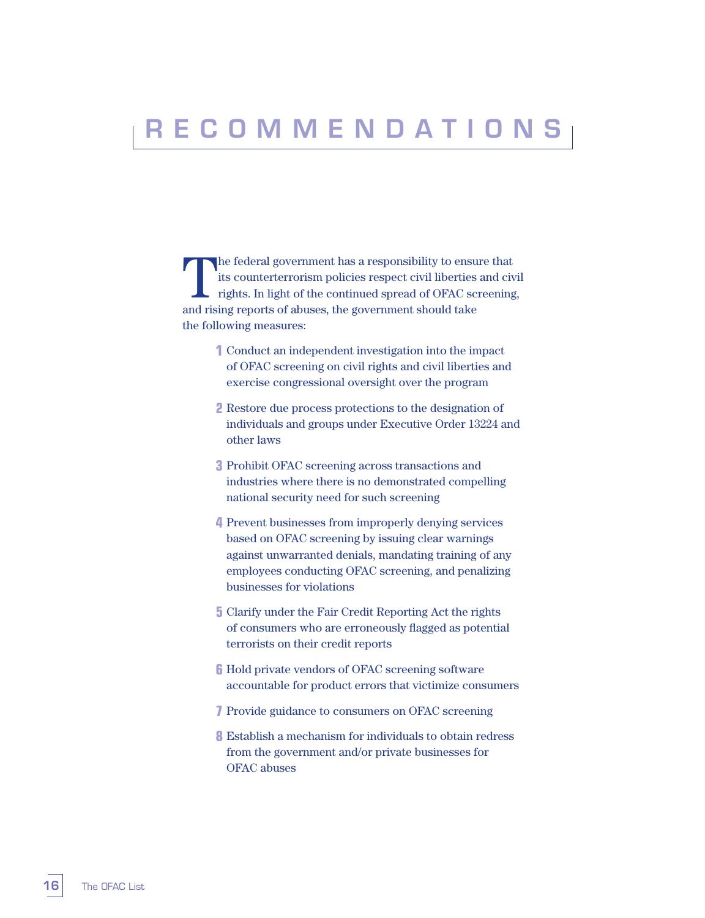# RECOMMENDATIONS

The federal government has a responsibility to ensure that its counterterrorism policies respect civil liberties and civil rights. In light of the continued spread of OFAC screening, and rising reports of abuses, the government should take the following measures:

1. Conduct an independent investigation into the impact of OFAC screening on civil rights and civil liberties and exercise congressional oversight over the program
2. Restore due process protections to the designation of individuals and groups under Executive Order 13224 and other laws
3. Prohibit OFAC screening across transactions and industries where there is no demonstrated compelling national security need for such screening
4. Prevent businesses from improperly denying services based on OFAC screening by issuing clear warnings against unwarranted denials, mandating training of any employees conducting OFAC screening, and penalizing businesses for violations
5. Clarify under the Fair Credit Reporting Act the rights of consumers who are erroneously flagged as potential terrorists on their credit reports
6. Hold private vendors of OFAC screening software accountable for product errors that victimize consumers
7. Provide guidance to consumers on OFAC screening
8. Establish a mechanism for individuals to obtain redress from the government and/or private businesses for OFAC abuses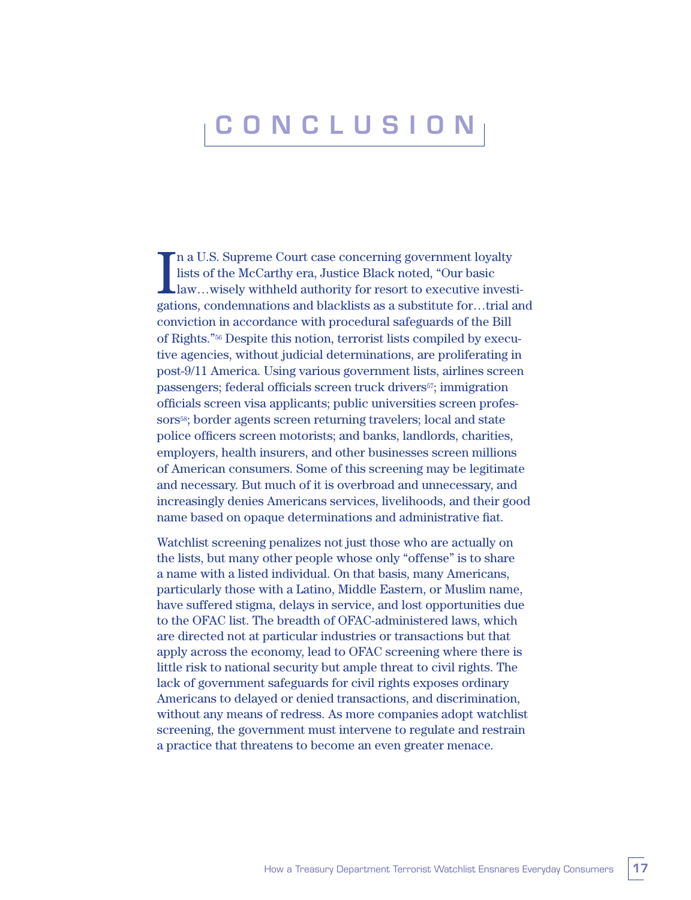# CONCLUSION

In a U.S. Supreme Court case concerning government loyalty lists of the McCarthy era, Justice Black noted, "Our basic law…wisely withheld authority for resort to executive investigations, condemnations and blacklists as a substitute for…trial and conviction in accordance with procedural safeguards of the Bill of Rights."[56] Despite this notion, terrorist lists compiled by executive agencies, without judicial determinations, are proliferating in post-9/11 America. Using various government lists, airlines screen passengers; federal officials screen truck drivers[57]; immigration officials screen visa applicants; public universities screen professors[58]; border agents screen returning travelers; local and state police officers screen motorists; and banks, landlords, charities, employers, health insurers, and other businesses screen millions of American consumers. Some of this screening may be legitimate and necessary. But much of it is overbroad and unnecessary, and increasingly denies Americans services, livelihoods, and their good name based on opaque determinations and administrative fiat.

Watchlist screening penalizes not just those who are actually on the lists, but many other people whose only "offense" is to share a name with a listed individual. On that basis, many Americans, particularly those with a Latino, Middle Eastern, or Muslim name, have suffered stigma, delays in service, and lost opportunities due to the OFAC list. The breadth of OFAC-administered laws, which are directed not at particular industries or transactions but that apply across the economy, lead to OFAC screening where there is little risk to national security but ample threat to civil rights. The lack of government safeguards for civil rights exposes ordinary Americans to delayed or denied transactions, and discrimination, without any means of redress. As more companies adopt watchlist screening, the government must intervene to regulate and restrain a practice that threatens to become an even greater menace.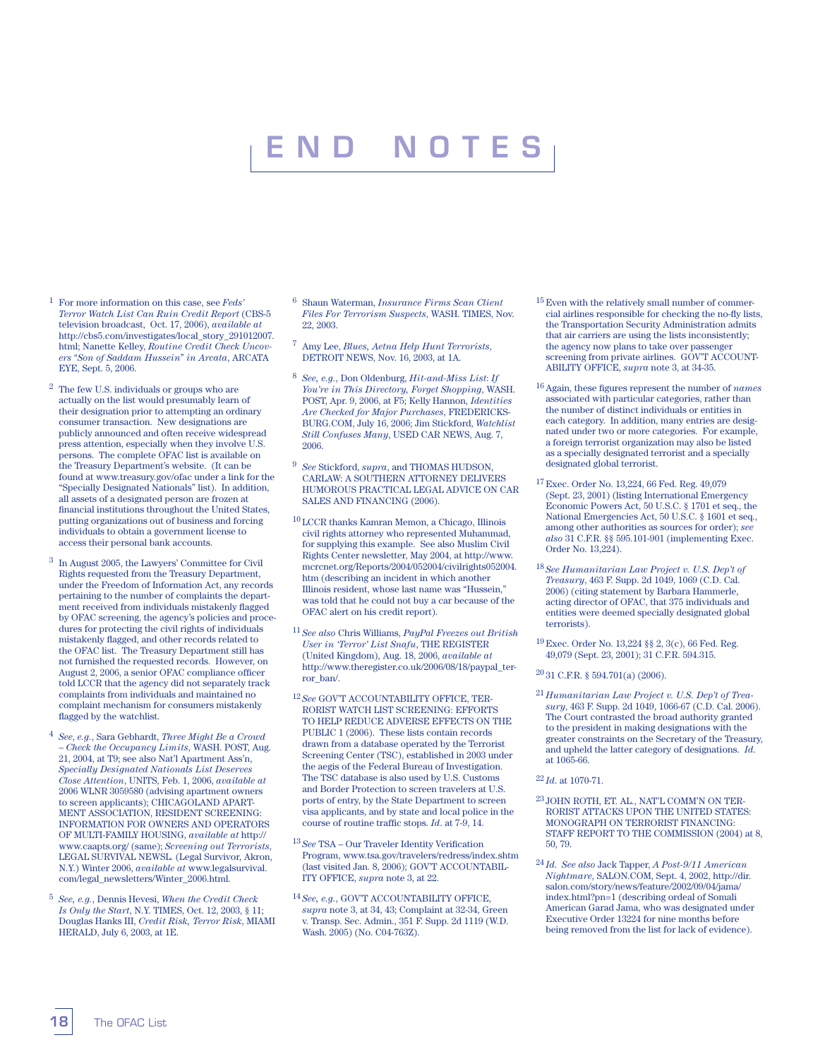# END NOTES

1 For more information on this case, see *Feds' Terror Watch List Can Ruin Credit Report* (CBS-5 television broadcast, Oct. 17, 2006), *available at* http://cbs5.com/investigates/local_story_291012007.html; Nanette Kelley, *Routine Credit Check Uncovers "Son of Saddam Hussein" in Arcata*, ARCATA EYE, Sept. 5, 2006.

2 The few U.S. individuals or groups who are actually on the list would presumably learn of their designation prior to attempting an ordinary consumer transaction. New designations are publicly announced and often receive widespread press attention, especially when they involve U.S. persons. The complete OFAC list is available on the Treasury Department's website. (It can be found at www.treasury.gov/ofac under a link for the "Specially Designated Nationals" list). In addition, all assets of a designated person are frozen at financial institutions throughout the United States, putting organizations out of business and forcing individuals to obtain a government license to access their personal bank accounts.

3 In August 2005, the Lawyers' Committee for Civil Rights requested from the Treasury Department, under the Freedom of Information Act, any records pertaining to the number of complaints the department received from individuals mistakenly flagged by OFAC screening, the agency's policies and procedures for protecting the civil rights of individuals mistakenly flagged, and other records related to the OFAC list. The Treasury Department still has not furnished the requested records. However, on August 2, 2006, a senior OFAC compliance officer told LCCR that the agency did not separately track complaints from individuals and maintained no complaint mechanism for consumers mistakenly flagged by the watchlist.

4 *See, e.g.*, Sara Gebhardt, *Three Might Be a Crowd – Check the Occupancy Limits*, WASH. POST, Aug. 21, 2004, at T9; see also Nat'l Apartment Ass'n, *Specially Designated Nationals List Deserves Close Attention*, UNITS, Feb. 1, 2006, *available at* 2006 WLNR 3059580 (advising apartment owners to screen applicants); CHICAGOLAND APARTMENT ASSOCIATION, RESIDENT SCREENING: INFORMATION FOR OWNERS AND OPERATORS OF MULTI-FAMILY HOUSING, *available at* http://www.caapts.org/ (same); *Screening out Terrorists*, LEGAL SURVIVAL NEWSL. (Legal Survivor, Akron, N.Y.) Winter 2006, *available at* www.legalsurvival.com/legal_newsletters/Winter_2006.html.

5 *See, e.g.*, Dennis Hevesi, *When the Credit Check Is Only the Start*, N.Y. TIMES, Oct. 12, 2003, § 11; Douglas Hanks III, *Credit Risk, Terror Risk*, MIAMI HERALD, July 6, 2003, at 1E.

6 Shaun Waterman, *Insurance Firms Scan Client Files For Terrorism Suspects*, WASH. TIMES, Nov. 22, 2003.

7 Amy Lee, *Blues, Aetna Help Hunt Terrorists*, DETROIT NEWS, Nov. 16, 2003, at 1A.

8 *See, e.g.*, Don Oldenburg, *Hit-and-Miss List: If You're in This Directory, Forget Shopping*, WASH. POST, Apr. 9, 2006, at F5; Kelly Hannon, *Identities Are Checked for Major Purchases*, FREDERICKSBURG.COM, July 16, 2006; Jim Stickford, *Watchlist Still Confuses Many*, USED CAR NEWS, Aug. 7, 2006.

9 *See* Stickford, *supra*, and THOMAS HUDSON, CARLAW: A SOUTHERN ATTORNEY DELIVERS HUMOROUS PRACTICAL LEGAL ADVICE ON CAR SALES AND FINANCING (2006).

10 LCCR thanks Kamran Memon, a Chicago, Illinois civil rights attorney who represented Muhammad, for supplying this example. See also Muslim Civil Rights Center newsletter, May 2004, at http://www.mcrcnet.org/Reports/2004/052004/civilrights052004.htm (describing an incident in which another Illinois resident, whose last name was "Hussein," was told that he could not buy a car because of the OFAC alert on his credit report).

11 *See also* Chris Williams, *PayPal Freezes out British User in 'Terror' List Snafu*, THE REGISTER (United Kingdom), Aug. 18, 2006, *available at* http://www.theregister.co.uk/2006/08/18/paypal_terror_ban/.

12 *See* GOV'T ACCOUNTABILITY OFFICE, TERRORIST WATCH LIST SCREENING: EFFORTS TO HELP REDUCE ADVERSE EFFECTS ON THE PUBLIC 1 (2006). These lists contain records drawn from a database operated by the Terrorist Screening Center (TSC), established in 2003 under the aegis of the Federal Bureau of Investigation. The TSC database is also used by U.S. Customs and Border Protection to screen travelers at U.S. ports of entry, by the State Department to screen visa applicants, and by state and local police in the course of routine traffic stops. *Id.* at 7-9, 14.

13 *See* TSA – Our Traveler Identity Verification Program, www.tsa.gov/travelers/redress/index.shtm (last visited Jan. 8, 2006); GOV'T ACCOUNTABILITY OFFICE, *supra* note 3, at 22.

14 *See, e.g.*, GOV'T ACCOUNTABILITY OFFICE, *supra* note 3, at 34, 43; Complaint at 32-34, Green v. Transp. Sec. Admin., 351 F. Supp. 2d 1119 (W.D. Wash. 2005) (No. C04-763Z).

15 Even with the relatively small number of commercial airlines responsible for checking the no-fly lists, the Transportation Security Administration admits that air carriers are using the lists inconsistently; the agency now plans to take over passenger screening from private airlines. GOV'T ACCOUNTABILITY OFFICE, *supra* note 3, at 34-35.

16 Again, these figures represent the number of *names* associated with particular categories, rather than the number of distinct individuals or entities in each category. In addition, many entries are designated under two or more categories. For example, a foreign terrorist organization may also be listed as a specially designated terrorist and a specially designated global terrorist.

17 Exec. Order No. 13,224, 66 Fed. Reg. 49,079 (Sept. 23, 2001) (listing International Emergency Economic Powers Act, 50 U.S.C. § 1701 et seq., the National Emergencies Act, 50 U.S.C. § 1601 et seq., among other authorities as sources for order); *see also* 31 C.F.R. §§ 595.101-901 (implementing Exec. Order No. 13,224).

18 *See Humanitarian Law Project v. U.S. Dep't of Treasury*, 463 F. Supp. 2d 1049, 1069 (C.D. Cal. 2006) (citing statement by Barbara Hammerle, acting director of OFAC, that 375 individuals and entities were deemed specially designated global terrorists).

19 Exec. Order No. 13,224 §§ 2, 3(c), 66 Fed. Reg. 49,079 (Sept. 23, 2001); 31 C.F.R. 594.315.

20 31 C.F.R. § 594.701(a) (2006).

21 *Humanitarian Law Project v. U.S. Dep't of Treasury*, 463 F. Supp. 2d 1049, 1066-67 (C.D. Cal. 2006). The Court contrasted the broad authority granted to the president in making designations with the greater constraints on the Secretary of the Treasury, and upheld the latter category of designations. *Id.* at 1065-66.

22 *Id.* at 1070-71.

23 JOHN ROTH, ET. AL., NAT'L COMM'N ON TERRORIST ATTACKS UPON THE UNITED STATES: MONOGRAPH ON TERRORIST FINANCING: STAFF REPORT TO THE COMMISSION (2004) at 8, 50, 79.

24 *Id. See also* Jack Tapper, *A Post-9/11 American Nightmare*, SALON.COM, Sept. 4, 2002, http://dir.salon.com/story/news/feature/2002/09/04/jama/index.html?pn=1 (describing ordeal of Somali American Garad Jama, who was designated under Executive Order 13224 for nine months before being removed from the list for lack of evidence).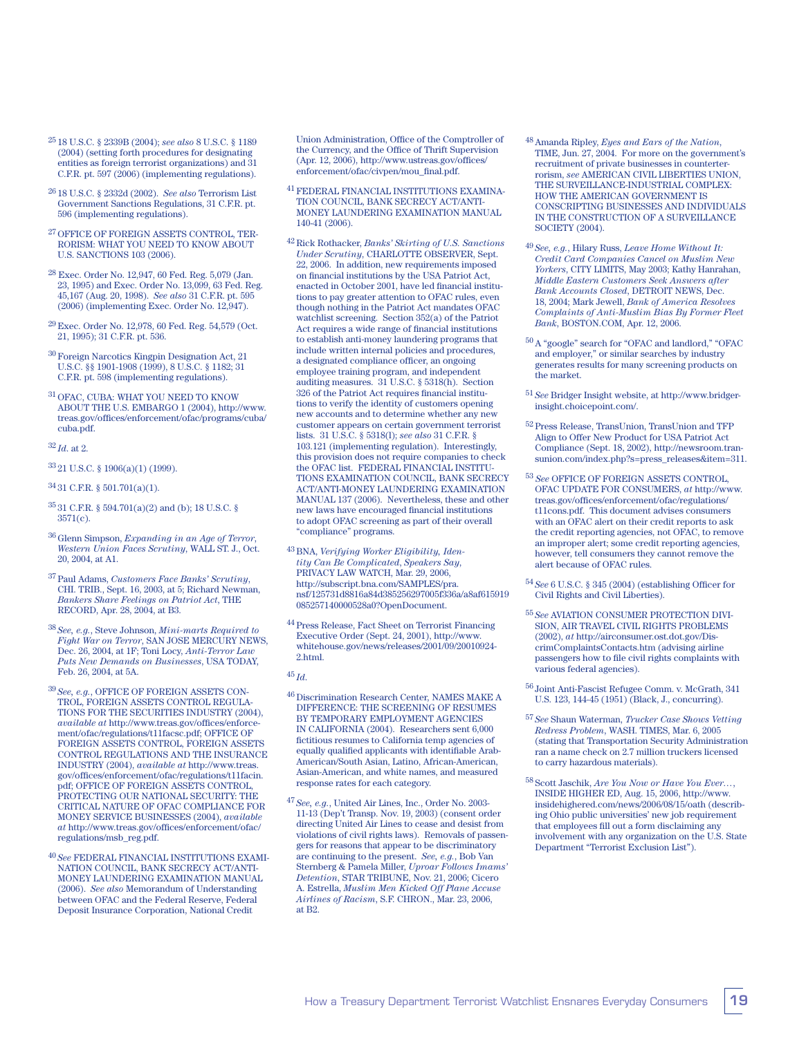[25] 18 U.S.C. § 2339B (2004); *see also* 8 U.S.C. § 1189 (2004) (setting forth procedures for designating entities as foreign terrorist organizations) and 31 C.F.R. pt. 597 (2006) (implementing regulations).

[26] 18 U.S.C. § 2332d (2002). *See also* Terrorism List Government Sanctions Regulations, 31 C.F.R. pt. 596 (implementing regulations).

[27] OFFICE OF FOREIGN ASSETS CONTROL, TERRORISM: WHAT YOU NEED TO KNOW ABOUT U.S. SANCTIONS 103 (2006).

[28] Exec. Order No. 12,947, 60 Fed. Reg. 5,079 (Jan. 23, 1995) and Exec. Order No. 13,099, 63 Fed. Reg. 45,167 (Aug. 20, 1998). *See also* 31 C.F.R. pt. 595 (2006) (implementing Exec. Order No. 12,947).

[29] Exec. Order No. 12,978, 60 Fed. Reg. 54,579 (Oct. 21, 1995); 31 C.F.R. pt. 536.

[30] Foreign Narcotics Kingpin Designation Act, 21 U.S.C. §§ 1901-1908 (1999), 8 U.S.C. § 1182; 31 C.F.R. pt. 598 (implementing regulations).

[31] OFAC, CUBA: WHAT YOU NEED TO KNOW ABOUT THE U.S. EMBARGO 1 (2004), http://www.treas.gov/offices/enforcement/ofac/programs/cuba/cuba.pdf.

[32] *Id.* at 2.

[33] 21 U.S.C. § 1906(a)(1) (1999).

[34] 31 C.F.R. § 501.701(a)(1).

[35] 31 C.F.R. § 594.701(a)(2) and (b); 18 U.S.C. § 3571(c).

[36] Glenn Simpson, *Expanding in an Age of Terror, Western Union Faces Scrutiny*, WALL ST. J., Oct. 20, 2004, at A1.

[37] Paul Adams, *Customers Face Banks' Scrutiny*, CHI. TRIB., Sept. 16, 2003, at 5; Richard Newman, *Bankers Share Feelings on Patriot Act*, THE RECORD, Apr. 28, 2004, at B3.

[38] *See, e.g.*, Steve Johnson, *Mini-marts Required to Fight War on Terror*, SAN JOSE MERCURY NEWS, Dec. 26, 2004, at 1F; Toni Locy, *Anti-Terror Law Puts New Demands on Businesses*, USA TODAY, Feb. 26, 2004, at 5A.

[39] *See, e.g.*, OFFICE OF FOREIGN ASSETS CONTROL, FOREIGN ASSETS CONTROL REGULATIONS FOR THE SECURITIES INDUSTRY (2004), *available at* http://www.treas.gov/offices/enforcement/ofac/regulations/t11facsc.pdf; OFFICE OF FOREIGN ASSETS CONTROL, FOREIGN ASSETS CONTROL REGULATIONS AND THE INSURANCE INDUSTRY (2004), *available at* http://www.treas.gov/offices/enforcement/ofac/regulations/t11facin.pdf; OFFICE OF FOREIGN ASSETS CONTROL, PROTECTING OUR NATIONAL SECURITY: THE CRITICAL NATURE OF OFAC COMPLIANCE FOR MONEY SERVICE BUSINESSES (2004), *available at* http://www.treas.gov/offices/enforcement/ofac/regulations/msb_reg.pdf.

[40] *See* FEDERAL FINANCIAL INSTITUTIONS EXAMINATION COUNCIL, BANK SECRECY ACT/ANTI-MONEY LAUNDERING EXAMINATION MANUAL (2006). *See also* Memorandum of Understanding between OFAC and the Federal Reserve, Federal Deposit Insurance Corporation, National Credit Union Administration, Office of the Comptroller of the Currency, and the Office of Thrift Supervision (Apr. 12, 2006), http://www.ustreas.gov/offices/enforcement/ofac/civpen/mou_final.pdf.

[41] FEDERAL FINANCIAL INSTITUTIONS EXAMINATION COUNCIL, BANK SECRECY ACT/ANTI-MONEY LAUNDERING EXAMINATION MANUAL 140-41 (2006).

[42] Rick Rothacker, *Banks' Skirting of U.S. Sanctions Under Scrutiny*, CHARLOTTE OBSERVER, Sept. 22, 2006. In addition, new requirements imposed on financial institutions by the USA Patriot Act, enacted in October 2001, have led financial institutions to pay greater attention to OFAC rules, even though nothing in the Patriot Act mandates OFAC watchlist screening. Section 352(a) of the Patriot Act requires a wide range of financial institutions to establish anti-money laundering programs that include written internal policies and procedures, a designated compliance officer, an ongoing employee training program, and independent auditing measures. 31 U.S.C. § 5318(h). Section 326 of the Patriot Act requires financial institutions to verify the identity of customers opening new accounts and to determine whether any new customer appears on certain government terrorist lists. 31 U.S.C. § 5318(l); *see also* 31 C.F.R. § 103.121 (implementing regulation). Interestingly, this provision does not require companies to check the OFAC list. FEDERAL FINANCIAL INSTITUTIONS EXAMINATION COUNCIL, BANK SECRECY ACT/ANTI-MONEY LAUNDERING EXAMINATION MANUAL 137 (2006). Nevertheless, these and other new laws have encouraged financial institutions to adopt OFAC screening as part of their overall "compliance" programs.

[43] BNA, *Verifying Worker Eligibility, Identity Can Be Complicated, Speakers Say*, PRIVACY LAW WATCH, Mar. 29, 2006, http://subscript.bna.com/SAMPLES/pra.nsf/125731d8816a84d385256297005f336a/a8af615919085257140000528a0?OpenDocument.

[44] Press Release, Fact Sheet on Terrorist Financing Executive Order (Sept. 24, 2001), http://www.whitehouse.gov/news/releases/2001/09/20010924-2.html.

[45] *Id.*

[46] Discrimination Research Center, NAMES MAKE A DIFFERENCE: THE SCREENING OF RESUMES BY TEMPORARY EMPLOYMENT AGENCIES IN CALIFORNIA (2004). Researchers sent 6,000 fictitious resumes to California temp agencies of equally qualified applicants with identifiable Arab-American/South Asian, Latino, African-American, Asian-American, and white names, and measured response rates for each category.

[47] *See, e.g.*, United Air Lines, Inc., Order No. 2003-11-13 (Dep't Transp. Nov. 19, 2003) (consent order directing United Air Lines to cease and desist from violations of civil rights laws). Removals of passengers for reasons that appear to be discriminatory are continuing to the present. *See, e.g.*, Bob Van Sternberg & Pamela Miller, *Uproar Follows Imams' Detention*, STAR TRIBUNE, Nov. 21, 2006; Cicero A. Estrella, *Muslim Men Kicked Off Plane Accuse Airlines of Racism*, S.F. CHRON., Mar. 23, 2006, at B2.

[48] Amanda Ripley, *Eyes and Ears of the Nation*, TIME, Jun. 27, 2004. For more on the government's recruitment of private businesses in counterterrorism, *see* AMERICAN CIVIL LIBERTIES UNION, THE SURVEILLANCE-INDUSTRIAL COMPLEX: HOW THE AMERICAN GOVERNMENT IS CONSCRIPTING BUSINESSES AND INDIVIDUALS IN THE CONSTRUCTION OF A SURVEILLANCE SOCIETY (2004).

[49] *See, e.g.*, Hilary Russ, *Leave Home Without It: Credit Card Companies Cancel on Muslim New Yorkers*, CITY LIMITS, May 2003; Kathy Hanrahan, *Middle Eastern Customers Seek Answers after Bank Accounts Closed*, DETROIT NEWS, Dec. 18, 2004; Mark Jewell, *Bank of America Resolves Complaints of Anti-Muslim Bias By Former Fleet Bank*, BOSTON.COM, Apr. 12, 2006.

[50] A "google" search for "OFAC and landlord," "OFAC and employer," or similar searches by industry generates results for many screening products on the market.

[51] *See* Bridger Insight website, at http://www.bridger-insight.choicepoint.com/.

[52] Press Release, TransUnion, TransUnion and TFP Align to Offer New Product for USA Patriot Act Compliance (Sept. 18, 2002), http://newsroom.transunion.com/index.php?s=press_releases&item=311.

[53] *See* OFFICE OF FOREIGN ASSETS CONTROL, OFAC UPDATE FOR CONSUMERS, *at* http://www.treas.gov/offices/enforcement/ofac/regulations/t11cons.pdf. This document advises consumers with an OFAC alert on their credit reports to ask the credit reporting agencies, not OFAC, to remove an improper alert; some credit reporting agencies, however, tell consumers they cannot remove the alert because of OFAC rules.

[54] *See* 6 U.S.C. § 345 (2004) (establishing Officer for Civil Rights and Civil Liberties).

[55] *See* AVIATION CONSUMER PROTECTION DIVISION, AIR TRAVEL CIVIL RIGHTS PROBLEMS (2002), *at* http://airconsumer.ost.dot.gov/DiscrimComplaintsContacts.htm (advising airline passengers how to file civil rights complaints with various federal agencies).

[56] Joint Anti-Fascist Refugee Comm. v. McGrath, 341 U.S. 123, 144-45 (1951) (Black, J., concurring).

[57] *See* Shaun Waterman, *Trucker Case Shows Vetting Redress Problem*, WASH. TIMES, Mar. 6, 2005 (stating that Transportation Security Administration ran a name check on 2.7 million truckers licensed to carry hazardous materials).

[58] Scott Jaschik, *Are You Now or Have You Ever…*, INSIDE HIGHER ED, Aug. 15, 2006, http://www.insidehighered.com/news/2006/08/15/oath (describing Ohio public universities' new job requirement that employees fill out a form disclaiming any involvement with any organization on the U.S. State Department "Terrorist Exclusion List").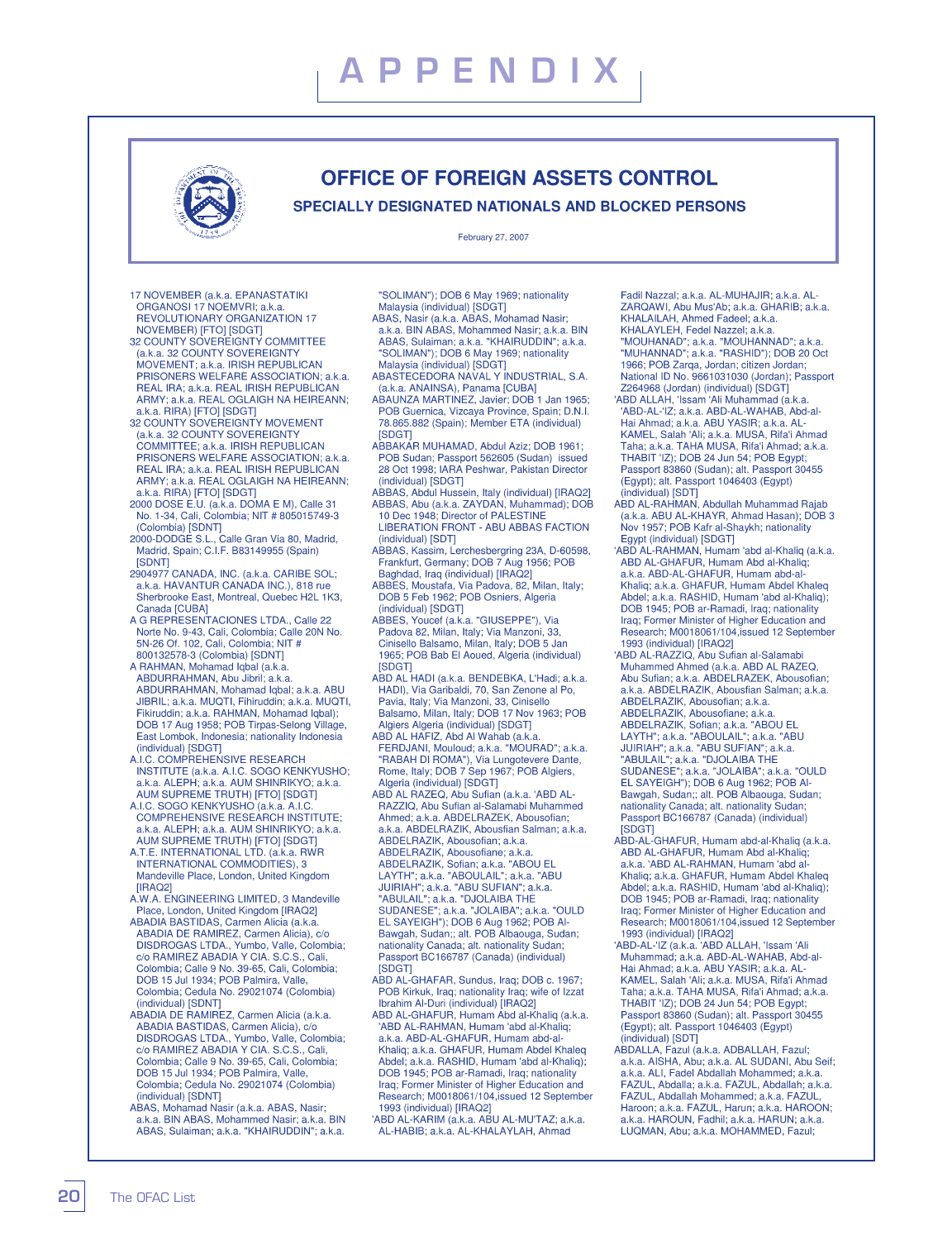# APPENDIX

## OFFICE OF FOREIGN ASSETS CONTROL

### SPECIALLY DESIGNATED NATIONALS AND BLOCKED PERSONS

February 27, 2007

17 NOVEMBER (a.k.a. EPANASTATIKI ORGANOSI 17 NOEMVRI; a.k.a. REVOLUTIONARY ORGANIZATION 17 NOVEMBER) [FTO] [SDGT]

32 COUNTY SOVEREIGNTY COMMITTEE (a.k.a. 32 COUNTY SOVEREIGNTY MOVEMENT; a.k.a. IRISH REPUBLICAN PRISONERS WELFARE ASSOCIATION; a.k.a. REAL IRA; a.k.a. REAL IRISH REPUBLICAN ARMY; a.k.a. REAL OGLAIGH NA HEIREANN; a.k.a. RIRA) [FTO] [SDGT]

32 COUNTY SOVEREIGNTY MOVEMENT (a.k.a. 32 COUNTY SOVEREIGNTY COMMITTEE; a.k.a. IRISH REPUBLICAN PRISONERS WELFARE ASSOCIATION; a.k.a. REAL IRA; a.k.a. REAL IRISH REPUBLICAN ARMY; a.k.a. REAL OGLAIGH NA HEIREANN; a.k.a. RIRA) [FTO] [SDGT]

2000 DOSE E.U. (a.k.a. DOMA E M), Calle 31 No. 1-34, Cali, Colombia; NIT # 805015749-3 (Colombia) [SDNT]

2000-DODGE S.L., Calle Gran Via 80, Madrid, Madrid, Spain; C.I.F. B83149955 (Spain) [SDNT]

2904977 CANADA, INC. (a.k.a. CARIBE SOL; a.k.a. HAVANTUR CANADA INC.), 818 rue Sherbrooke East, Montreal, Quebec H2L 1K3, Canada [CUBA]

A G REPRESENTACIONES LTDA., Calle 22 Norte No. 9-43, Cali, Colombia; Calle 20N No. 5N-26 Of. 102, Cali, Colombia; NIT # 800132578-3 (Colombia) [SDNT]

A RAHMAN, Mohamad Iqbal (a.k.a. ABDURRAHMAN, Abu Jibril; a.k.a. ABDURRAHMAN, Mohamad Iqbal; a.k.a. ABU JIBRIL; a.k.a. MUQTI, Fihiruddin; a.k.a. MUQTI, Fikiruddin; a.k.a. RAHMAN, Mohamad Iqbal); DOB 17 Aug 1958; POB Tirpas-Selong Village, East Lombok, Indonesia; nationality Indonesia (individual) [SDGT]

A.I.C. COMPREHENSIVE RESEARCH INSTITUTE (a.k.a. A.I.C. SOGO KENKYUSHO; a.k.a. ALEPH; a.k.a. AUM SHINRIKYO; a.k.a. AUM SUPREME TRUTH) [FTO] [SDGT]

A.I.C. SOGO KENKYUSHO (a.k.a. A.I.C. COMPREHENSIVE RESEARCH INSTITUTE; a.k.a. ALEPH; a.k.a. AUM SHINRIKYO; a.k.a. AUM SUPREME TRUTH) [FTO] [SDGT]

A.T.E. INTERNATIONAL LTD. (a.k.a. RWR INTERNATIONAL COMMODITIES), 3 Mandeville Place, London, United Kingdom [IRAQ2]

A.W.A. ENGINEERING LIMITED, 3 Mandeville Place, London, United Kingdom [IRAQ2]

ABADIA BASTIDAS, Carmen Alicia (a.k.a. ABADIA DE RAMIREZ, Carmen Alicia), c/o DISDROGAS LTDA., Yumbo, Valle, Colombia; c/o RAMIREZ ABADIA Y CIA. S.C.S., Cali, Colombia; Calle 9 No. 39-65, Cali, Colombia; DOB 15 Jul 1934; POB Palmira, Valle, Colombia; Cedula No. 29021074 (Colombia) (individual) [SDNT]

ABADIA DE RAMIREZ, Carmen Alicia (a.k.a. ABADIA BASTIDAS, Carmen Alicia), c/o DISDROGAS LTDA., Yumbo, Valle, Colombia; c/o RAMIREZ ABADIA Y CIA. S.C.S., Cali, Colombia; Calle 9 No. 39-65, Cali, Colombia; DOB 15 Jul 1934; POB Palmira, Valle, Colombia; Cedula No. 29021074 (Colombia) (individual) [SDNT]

ABAS, Mohamad Nasir (a.k.a. ABAS, Nasir; a.k.a. BIN ABAS, Mohammed Nasir; a.k.a. BIN ABAS, Sulaiman; a.k.a. "KHAIRUDDIN"; a.k.a. "SOLIMAN"); DOB 6 May 1969; nationality Malaysia (individual) [SDGT]

ABAS, Nasir (a.k.a. ABAS, Mohamad Nasir; a.k.a. BIN ABAS, Mohammed Nasir; a.k.a. BIN ABAS, Sulaiman; a.k.a. "KHAIRUDDIN"; a.k.a. "SOLIMAN"); DOB 6 May 1969; nationality Malaysia (individual) [SDGT]

ABASTECEDORA NAVAL Y INDUSTRIAL, S.A. (a.k.a. ANAINSA), Panama [CUBA]

ABAUNZA MARTINEZ, Javier; DOB 1 Jan 1965; POB Guernica, Vizcaya Province, Spain; D.N.I. 78.865.882 (Spain); Member ETA (individual) [SDGT]

ABBAKAR MUHAMAD, Abdul Aziz; DOB 1961; POB Sudan; Passport 562605 (Sudan) issued 28 Oct 1998; IARA Peshwar, Pakistan Director (individual) [SDGT]

ABBAS, Abdul Hussein, Italy (individual) [IRAQ2]

ABBAS, Abu (a.k.a. ZAYDAN, Muhammad); DOB 10 Dec 1948; Director of PALESTINE LIBERATION FRONT - ABU ABBAS FACTION (individual) [SDT]

ABBAS, Kassim, Lerchesbergring 23A, D-60598, Frankfurt, Germany; DOB 7 Aug 1956; POB Baghdad, Iraq (individual) [IRAQ2]

ABBES, Moustafa, Via Padova, 82, Milan, Italy; DOB 5 Feb 1962; POB Osniers, Algeria (individual) [SDGT]

ABBES, Youcef (a.k.a. "GIUSEPPE"), Via Padova 82, Milan, Italy; Via Manzoni, 33, Cinisello Balsamo, Milan, Italy; DOB 5 Jan 1965; POB Bab El Aoued, Algeria (individual) [SDGT]

ABD AL HADI (a.k.a. BENDEBKA, L'Hadi; a.k.a. HADI), Via Garibaldi, 70, San Zenone al Po, Pavia, Italy; Via Manzoni, 33, Cinisello Balsamo, Milan, Italy; DOB 17 Nov 1963; POB Algiers Algeria (individual) [SDGT]

ABD AL HAFIZ, Abd Al Wahab (a.k.a. FERDJANI, Mouloud; a.k.a. "MOURAD"; a.k.a. "RABAH DI ROMA"), Via Lungotevere Dante, Rome, Italy; DOB 7 Sep 1967; POB Algiers, Algeria (individual) [SDGT]

ABD AL RAZEQ, Abu Sufian (a.k.a. 'ABD AL-RAZZIQ, Abu Sufian al-Salamabi Muhammed Ahmed; a.k.a. ABDELRAZEK, Abousofian; a.k.a. ABDELRAZIK, Abousfian Salman; a.k.a. ABDELRAZIK, Abousofian; a.k.a. ABDELRAZIK, Abousofiane; a.k.a. ABDELRAZIK, Sofian; a.k.a. "ABOU EL LAYTH"; a.k.a. "ABOULAIL"; a.k.a. "ABU JUIRIAH"; a.k.a. "ABU SUFIAN"; a.k.a. "ABULAIL"; a.k.a. "DJOLAIBA THE SUDANESE"; a.k.a. "JOLAIBA"; a.k.a. "OULD EL SAYEIGH"); DOB 6 Aug 1962; POB Al-Bawgah, Sudan;; alt. POB Albaouga, Sudan; nationality Canada; alt. nationality Sudan; Passport BC166787 (Canada) (individual) [SDGT]

ABD AL-GHAFAR, Sundus, Iraq; DOB c. 1967; POB Kirkuk, Iraq; nationality Iraq; wife of Izzat Ibrahim Al-Duri (individual) [IRAQ2]

ABD AL-GHAFUR, Humam Abd al-Khaliq (a.k.a. 'ABD AL-RAHMAN, Humam 'abd al-Khaliq; a.k.a. ABD-AL-GHAFUR, Humam abd-al-Khaliq; a.k.a. GHAFUR, Humam Abdel Khaleq Abdel; a.k.a. RASHID, Humam 'abd al-Khaliq); DOB 1945; POB ar-Ramadi, Iraq; nationality Iraq; Former Minister of Higher Education and Research; M0018061/104,issued 12 September 1993 (individual) [IRAQ2]

'ABD AL-KARIM (a.k.a. ABU AL-MU'TAZ; a.k.a. AL-HABIB; a.k.a. AL-KHALAYLAH, Ahmad Fadil Nazzal; a.k.a. AL-MUHAJIR; a.k.a. AL-ZARQAWI, Abu Mus'Ab; a.k.a. GHARIB; a.k.a. KHALAILAH, Ahmed Fadeel; a.k.a. KHALAYLEH, Fedel Nazzel; a.k.a. "MOUHANAD"; a.k.a. "MOUHANNAD"; a.k.a. "MUHANNAD"; a.k.a. "RASHID"); DOB 20 Oct 1966; POB Zarqa, Jordan; citizen Jordan; National ID No. 9661031030 (Jordan); Passport Z264968 (Jordan) (individual) [SDGT]

'ABD ALLAH, 'Issam 'Ali Muhammad (a.k.a. 'ABD-AL-'IZ; a.k.a. ABD-AL-WAHAB, Abd-al-Hai Ahmad; a.k.a. ABU YASIR; a.k.a. AL-KAMEL, Salah 'Ali; a.k.a. MUSA, Rifa'i Ahmad Taha; a.k.a. TAHA MUSA, Rifa'i Ahmad; a.k.a. THABIT 'IZ); DOB 24 Jun 54; POB Egypt; Passport 83860 (Sudan); alt. Passport 30455 (Egypt); alt. Passport 1046403 (Egypt) (individual) [SDT]

ABD AL-RAHMAN, Abdullah Muhammad Rajab (a.k.a. ABU AL-KHAYR, Ahmad Hasan); DOB 3 Nov 1957; POB Kafr al-Shaykh; nationality Egypt (individual) [SDGT]

'ABD AL-RAHMAN, Humam 'abd al-Khaliq (a.k.a. ABD AL-GHAFUR, Humam Abd al-Khaliq; a.k.a. ABD-AL-GHAFUR, Humam abd-al-Khaliq; a.k.a. GHAFUR, Humam Abdel Khaleq Abdel; a.k.a. RASHID, Humam 'abd al-Khaliq); DOB 1945; POB ar-Ramadi, Iraq; nationality Iraq; Former Minister of Higher Education and Research; M0018061/104,issued 12 September 1993 (individual) [IRAQ2]

'ABD AL-RAZZIQ, Abu Sufian al-Salamabi Muhammed Ahmed (a.k.a. ABD AL RAZEQ, Abu Sufian; a.k.a. ABDELRAZEK, Abousofian; a.k.a. ABDELRAZIK, Abousfian Salman; a.k.a. ABDELRAZIK, Abousofian; a.k.a. ABDELRAZIK, Abousofiane; a.k.a. ABDELRAZIK, Sofian; a.k.a. "ABOU EL LAYTH"; a.k.a. "ABOULAIL"; a.k.a. "ABU JUIRIAH"; a.k.a. "ABU SUFIAN"; a.k.a. "ABULAIL"; a.k.a. "DJOLAIBA THE SUDANESE"; a.k.a. "JOLAIBA"; a.k.a. "OULD EL SAYEIGH"); DOB 6 Aug 1962; POB Al-Bawgah, Sudan;; alt. POB Albaouga, Sudan; nationality Canada; alt. nationality Sudan; Passport BC166787 (Canada) (individual) [SDGT]

ABD-AL-GHAFUR, Humam abd-al-Khaliq (a.k.a. ABD AL-GHAFUR, Humam Abd al-Khaliq; a.k.a. 'ABD AL-RAHMAN, Humam 'abd al-Khaliq; a.k.a. GHAFUR, Humam Abdel Khaleq Abdel; a.k.a. RASHID, Humam 'abd al-Khaliq); DOB 1945; POB ar-Ramadi, Iraq; nationality Iraq; Former Minister of Higher Education and Research; M0018061/104,issued 12 September 1993 (individual) [IRAQ2]

'ABD-AL-'IZ (a.k.a. 'ABD ALLAH, 'Issam 'Ali Muhammad; a.k.a. ABD-AL-WAHAB, Abd-al-Hai Ahmad; a.k.a. ABU YASIR; a.k.a. AL-KAMEL, Salah 'Ali; a.k.a. MUSA, Rifa'i Ahmad Taha; a.k.a. TAHA MUSA, Rifa'i Ahmad; a.k.a. THABIT 'IZ); DOB 24 Jun 54; POB Egypt; Passport 83860 (Sudan); alt. Passport 30455 (Egypt); alt. Passport 1046403 (Egypt) (individual) [SDT]

ABDALLA, Fazul (a.k.a. ADBALLAH, Fazul; a.k.a. AISHA, Abu; a.k.a. AL SUDANI, Abu Seif; a.k.a. ALI, Fadel Abdallah Mohammed; a.k.a. FAZUL, Abdalla; a.k.a. FAZUL, Abdallah; a.k.a. FAZUL, Abdallah Mohammed; a.k.a. FAZUL, Haroon; a.k.a. FAZUL, Harun; a.k.a. HAROON; a.k.a. HAROUN, Fadhil; a.k.a. HARUN; a.k.a. LUQMAN, Abu; a.k.a. MOHAMMED, Fazul;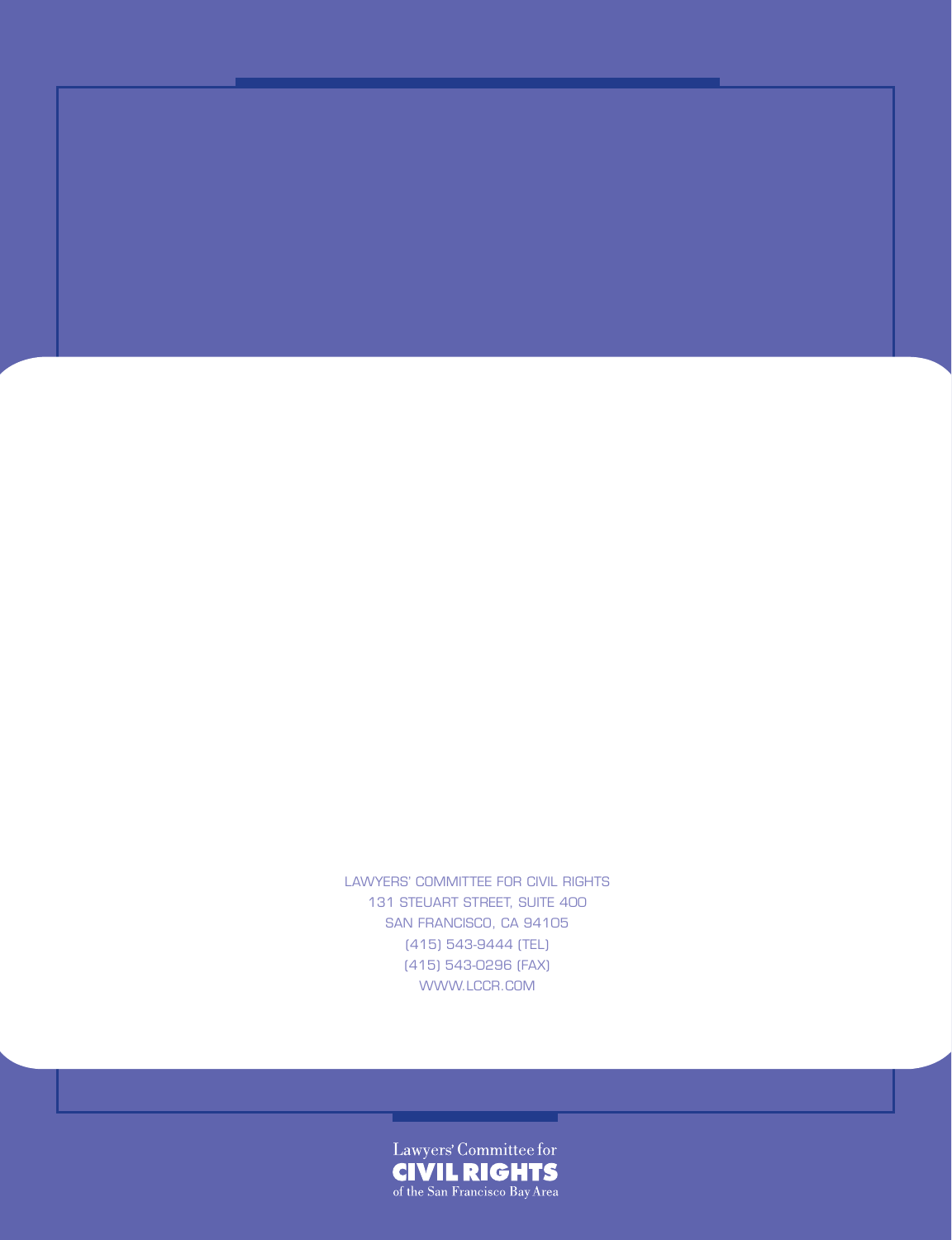LAWYERS' COMMITTEE FOR CIVIL RIGHTS
131 STEUART STREET, SUITE 400
SAN FRANCISCO, CA 94105
(415) 543-9444 (TEL)
(415) 543-0296 (FAX)
WWW.LCCR.COM

Lawyers' Committee for
**CIVIL RIGHTS**
of the San Francisco Bay Area